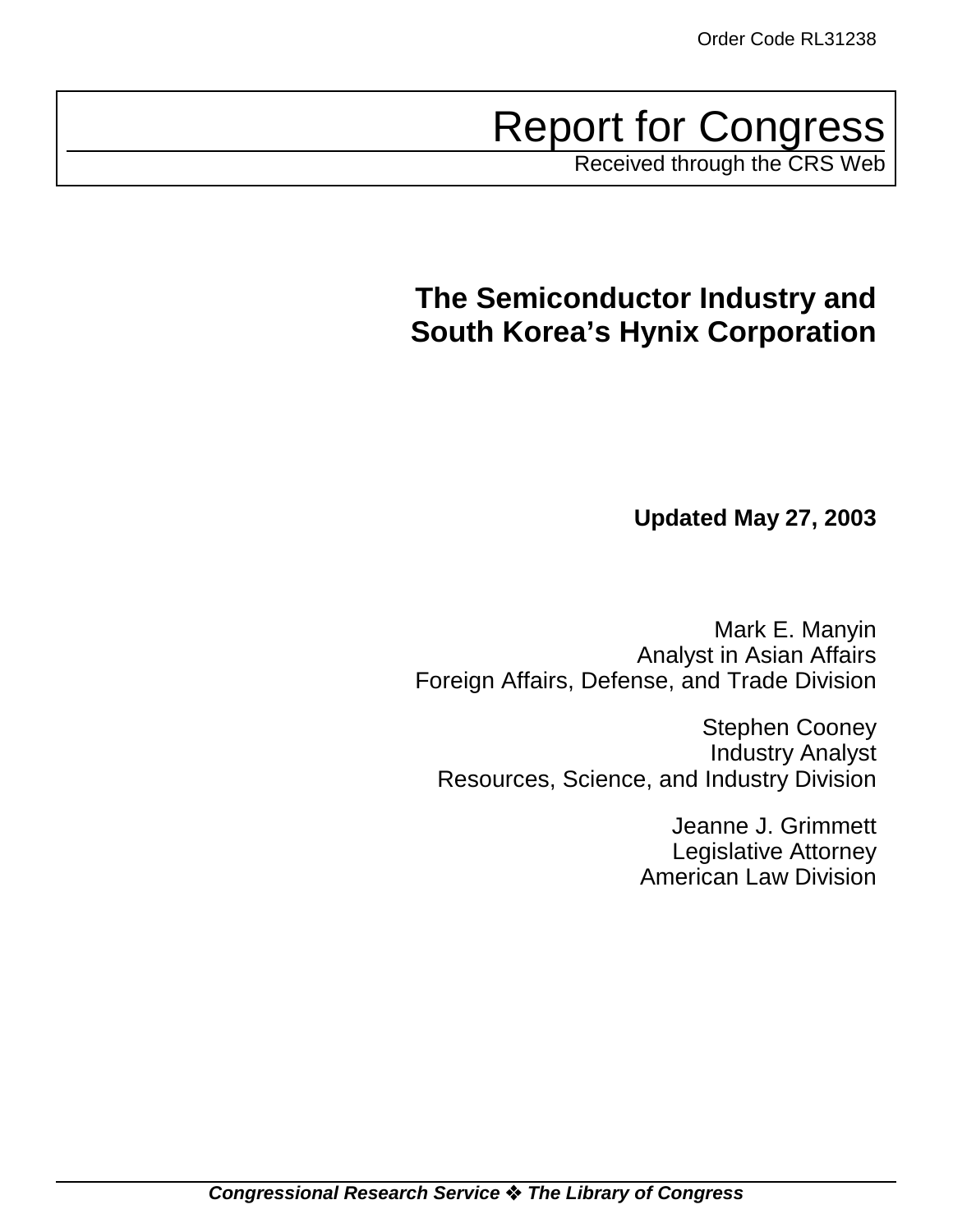Order Code RL31238

# Report for Congress

Received through the CRS Web

## The Semiconductor Industry and South Korea's Hynix Corporation

**Updated May 27, 2003**

Mark E. Manyin
Analyst in Asian Affairs
Foreign Affairs, Defense, and Trade Division

Stephen Cooney
Industry Analyst
Resources, Science, and Industry Division

Jeanne J. Grimmett
Legislative Attorney
American Law Division

***Congressional Research Service ❖ The Library of Congress***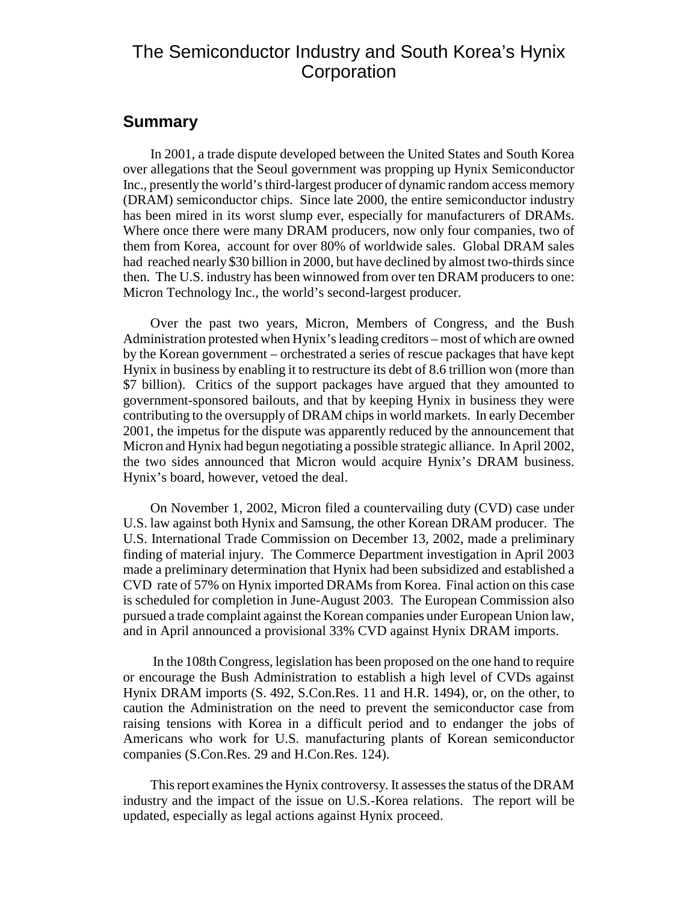# The Semiconductor Industry and South Korea's Hynix Corporation

## Summary

In 2001, a trade dispute developed between the United States and South Korea over allegations that the Seoul government was propping up Hynix Semiconductor Inc., presently the world's third-largest producer of dynamic random access memory (DRAM) semiconductor chips. Since late 2000, the entire semiconductor industry has been mired in its worst slump ever, especially for manufacturers of DRAMs. Where once there were many DRAM producers, now only four companies, two of them from Korea, account for over 80% of worldwide sales. Global DRAM sales had reached nearly $30 billion in 2000, but have declined by almost two-thirds since then. The U.S. industry has been winnowed from over ten DRAM producers to one: Micron Technology Inc., the world's second-largest producer.

Over the past two years, Micron, Members of Congress, and the Bush Administration protested when Hynix's leading creditors – most of which are owned by the Korean government – orchestrated a series of rescue packages that have kept Hynix in business by enabling it to restructure its debt of 8.6 trillion won (more than $7 billion). Critics of the support packages have argued that they amounted to government-sponsored bailouts, and that by keeping Hynix in business they were contributing to the oversupply of DRAM chips in world markets. In early December 2001, the impetus for the dispute was apparently reduced by the announcement that Micron and Hynix had begun negotiating a possible strategic alliance. In April 2002, the two sides announced that Micron would acquire Hynix's DRAM business. Hynix's board, however, vetoed the deal.

On November 1, 2002, Micron filed a countervailing duty (CVD) case under U.S. law against both Hynix and Samsung, the other Korean DRAM producer. The U.S. International Trade Commission on December 13, 2002, made a preliminary finding of material injury. The Commerce Department investigation in April 2003 made a preliminary determination that Hynix had been subsidized and established a CVD rate of 57% on Hynix imported DRAMs from Korea. Final action on this case is scheduled for completion in June-August 2003. The European Commission also pursued a trade complaint against the Korean companies under European Union law, and in April announced a provisional 33% CVD against Hynix DRAM imports.

In the 108th Congress, legislation has been proposed on the one hand to require or encourage the Bush Administration to establish a high level of CVDs against Hynix DRAM imports (S. 492, S.Con.Res. 11 and H.R. 1494), or, on the other, to caution the Administration on the need to prevent the semiconductor case from raising tensions with Korea in a difficult period and to endanger the jobs of Americans who work for U.S. manufacturing plants of Korean semiconductor companies (S.Con.Res. 29 and H.Con.Res. 124).

This report examines the Hynix controversy. It assesses the status of the DRAM industry and the impact of the issue on U.S.-Korea relations. The report will be updated, especially as legal actions against Hynix proceed.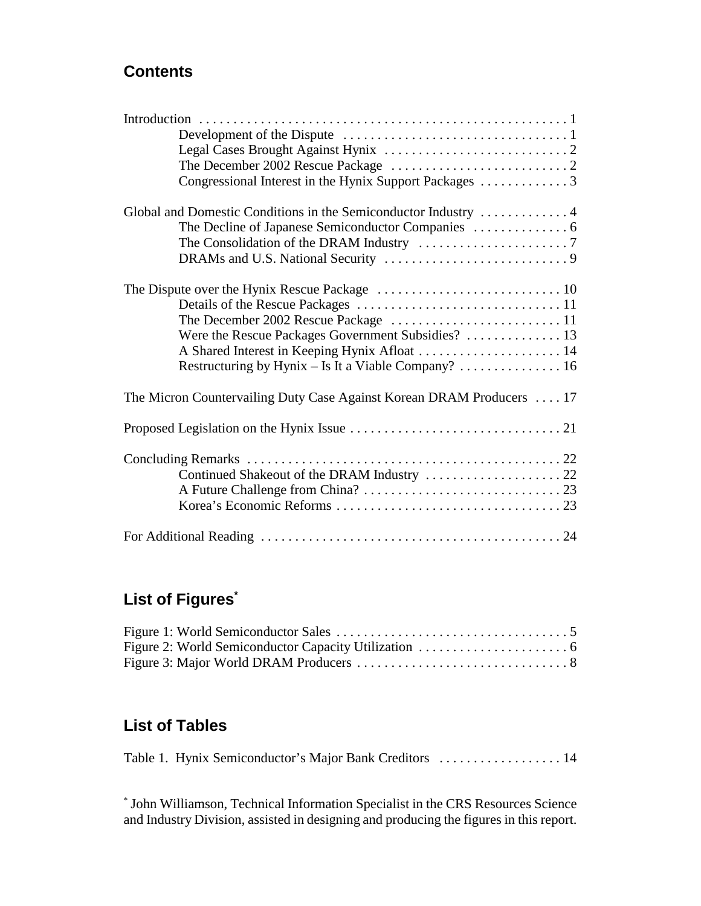## Contents

Introduction . . . . . . . . . . . . . . . . . . . . . . . . . . . . . . . . . . . . . . . . . . . . . . . . . . . . . 1
- Development of the Dispute . . . . . . . . . . . . . . . . . . . . . . . . . . . . . . . . . 1
- Legal Cases Brought Against Hynix . . . . . . . . . . . . . . . . . . . . . . . . . . . 2
- The December 2002 Rescue Package . . . . . . . . . . . . . . . . . . . . . . . . . . 2
- Congressional Interest in the Hynix Support Packages . . . . . . . . . . . . . 3

Global and Domestic Conditions in the Semiconductor Industry . . . . . . . . . . . . . 4
- The Decline of Japanese Semiconductor Companies . . . . . . . . . . . . . . 6
- The Consolidation of the DRAM Industry . . . . . . . . . . . . . . . . . . . . . . 7
- DRAMs and U.S. National Security . . . . . . . . . . . . . . . . . . . . . . . . . . . 9

The Dispute over the Hynix Rescue Package . . . . . . . . . . . . . . . . . . . . . . . . . . . 10
- Details of the Rescue Packages . . . . . . . . . . . . . . . . . . . . . . . . . . . . . . 11
- The December 2002 Rescue Package . . . . . . . . . . . . . . . . . . . . . . . . . 11
- Were the Rescue Packages Government Subsidies? . . . . . . . . . . . . . . 13
- A Shared Interest in Keeping Hynix Afloat . . . . . . . . . . . . . . . . . . . . . 14
- Restructuring by Hynix – Is It a Viable Company? . . . . . . . . . . . . . . . 16

The Micron Countervailing Duty Case Against Korean DRAM Producers . . . . 17

Proposed Legislation on the Hynix Issue . . . . . . . . . . . . . . . . . . . . . . . . . . . . . . . 21

Concluding Remarks . . . . . . . . . . . . . . . . . . . . . . . . . . . . . . . . . . . . . . . . . . . . . . 22
- Continued Shakeout of the DRAM Industry . . . . . . . . . . . . . . . . . . . . 22
- A Future Challenge from China? . . . . . . . . . . . . . . . . . . . . . . . . . . . . . 23
- Korea's Economic Reforms . . . . . . . . . . . . . . . . . . . . . . . . . . . . . . . . . 23

For Additional Reading . . . . . . . . . . . . . . . . . . . . . . . . . . . . . . . . . . . . . . . . . . . . 24

## List of Figures*

Figure 1: World Semiconductor Sales . . . . . . . . . . . . . . . . . . . . . . . . . . . . . . . . . . 5
Figure 2: World Semiconductor Capacity Utilization . . . . . . . . . . . . . . . . . . . . . . 6
Figure 3: Major World DRAM Producers . . . . . . . . . . . . . . . . . . . . . . . . . . . . . . . 8

## List of Tables

Table 1. Hynix Semiconductor's Major Bank Creditors . . . . . . . . . . . . . . . . . . 14

* John Williamson, Technical Information Specialist in the CRS Resources Science and Industry Division, assisted in designing and producing the figures in this report.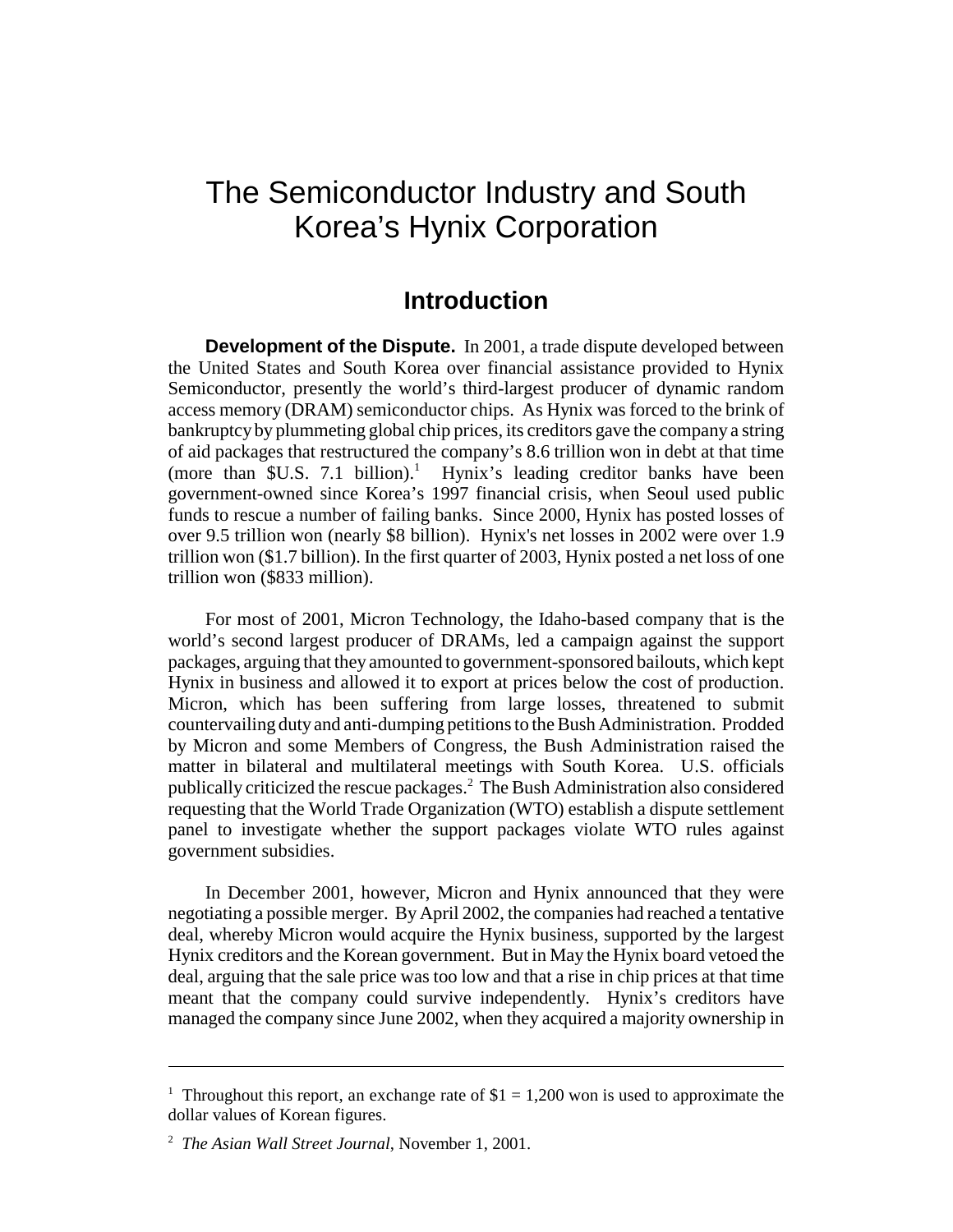# The Semiconductor Industry and South Korea's Hynix Corporation

## Introduction

**Development of the Dispute.** In 2001, a trade dispute developed between the United States and South Korea over financial assistance provided to Hynix Semiconductor, presently the world's third-largest producer of dynamic random access memory (DRAM) semiconductor chips. As Hynix was forced to the brink of bankruptcy by plummeting global chip prices, its creditors gave the company a string of aid packages that restructured the company's 8.6 trillion won in debt at that time (more than $U.S. 7.1 billion).[1] Hynix's leading creditor banks have been government-owned since Korea's 1997 financial crisis, when Seoul used public funds to rescue a number of failing banks. Since 2000, Hynix has posted losses of over 9.5 trillion won (nearly $8 billion). Hynix's net losses in 2002 were over 1.9 trillion won ($1.7 billion). In the first quarter of 2003, Hynix posted a net loss of one trillion won ($833 million).

For most of 2001, Micron Technology, the Idaho-based company that is the world's second largest producer of DRAMs, led a campaign against the support packages, arguing that they amounted to government-sponsored bailouts, which kept Hynix in business and allowed it to export at prices below the cost of production. Micron, which has been suffering from large losses, threatened to submit countervailing duty and anti-dumping petitions to the Bush Administration. Prodded by Micron and some Members of Congress, the Bush Administration raised the matter in bilateral and multilateral meetings with South Korea. U.S. officials publically criticized the rescue packages.[2] The Bush Administration also considered requesting that the World Trade Organization (WTO) establish a dispute settlement panel to investigate whether the support packages violate WTO rules against government subsidies.

In December 2001, however, Micron and Hynix announced that they were negotiating a possible merger. By April 2002, the companies had reached a tentative deal, whereby Micron would acquire the Hynix business, supported by the largest Hynix creditors and the Korean government. But in May the Hynix board vetoed the deal, arguing that the sale price was too low and that a rise in chip prices at that time meant that the company could survive independently. Hynix's creditors have managed the company since June 2002, when they acquired a majority ownership in

---

[1] Throughout this report, an exchange rate of $1 = 1,200 won is used to approximate the dollar values of Korean figures.

[2] *The Asian Wall Street Journal*, November 1, 2001.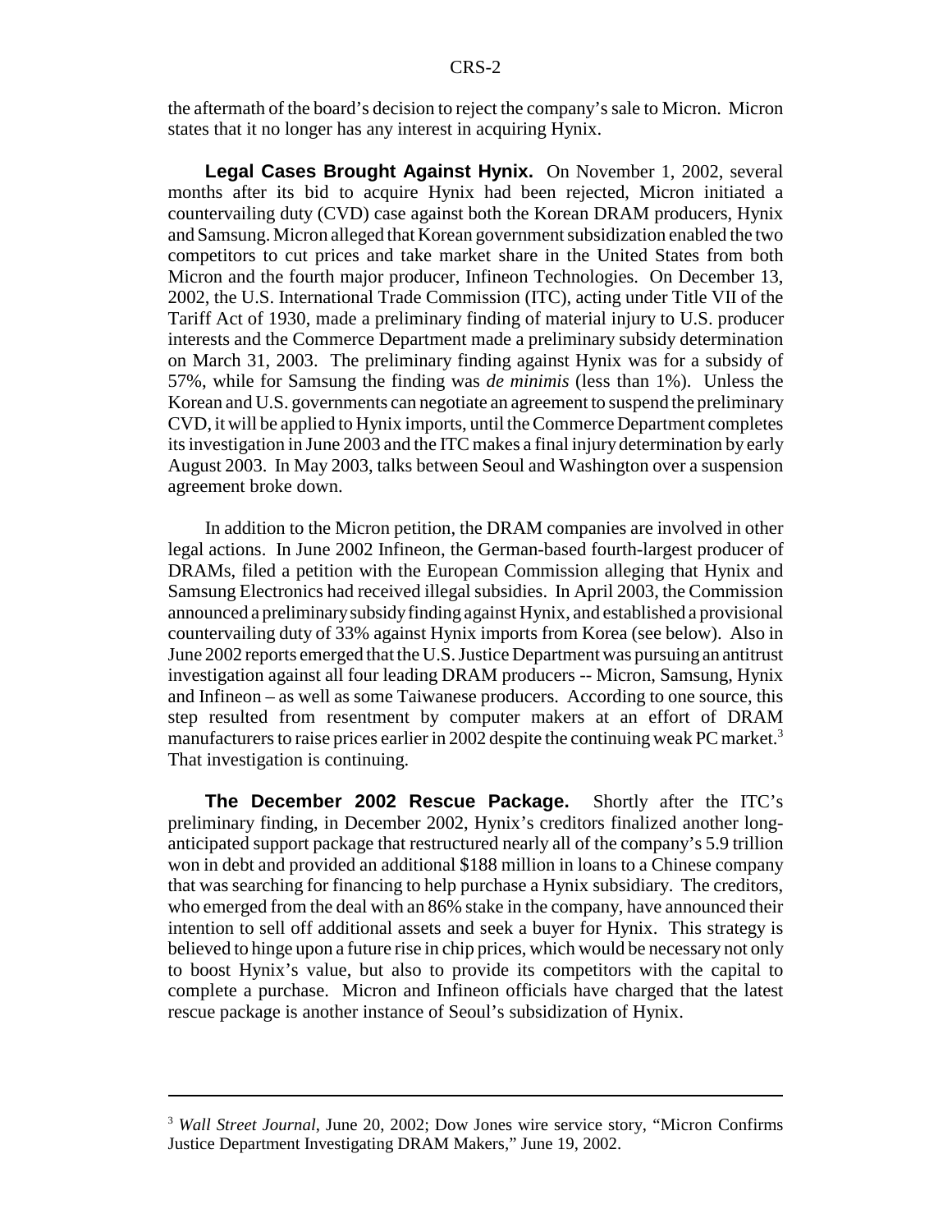the aftermath of the board's decision to reject the company's sale to Micron. Micron states that it no longer has any interest in acquiring Hynix.

**Legal Cases Brought Against Hynix.** On November 1, 2002, several months after its bid to acquire Hynix had been rejected, Micron initiated a countervailing duty (CVD) case against both the Korean DRAM producers, Hynix and Samsung. Micron alleged that Korean government subsidization enabled the two competitors to cut prices and take market share in the United States from both Micron and the fourth major producer, Infineon Technologies. On December 13, 2002, the U.S. International Trade Commission (ITC), acting under Title VII of the Tariff Act of 1930, made a preliminary finding of material injury to U.S. producer interests and the Commerce Department made a preliminary subsidy determination on March 31, 2003. The preliminary finding against Hynix was for a subsidy of 57%, while for Samsung the finding was *de minimis* (less than 1%). Unless the Korean and U.S. governments can negotiate an agreement to suspend the preliminary CVD, it will be applied to Hynix imports, until the Commerce Department completes its investigation in June 2003 and the ITC makes a final injury determination by early August 2003. In May 2003, talks between Seoul and Washington over a suspension agreement broke down.

In addition to the Micron petition, the DRAM companies are involved in other legal actions. In June 2002 Infineon, the German-based fourth-largest producer of DRAMs, filed a petition with the European Commission alleging that Hynix and Samsung Electronics had received illegal subsidies. In April 2003, the Commission announced a preliminary subsidy finding against Hynix, and established a provisional countervailing duty of 33% against Hynix imports from Korea (see below). Also in June 2002 reports emerged that the U.S. Justice Department was pursuing an antitrust investigation against all four leading DRAM producers -- Micron, Samsung, Hynix and Infineon – as well as some Taiwanese producers. According to one source, this step resulted from resentment by computer makers at an effort of DRAM manufacturers to raise prices earlier in 2002 despite the continuing weak PC market.[3] That investigation is continuing.

**The December 2002 Rescue Package.** Shortly after the ITC's preliminary finding, in December 2002, Hynix's creditors finalized another long-anticipated support package that restructured nearly all of the company's 5.9 trillion won in debt and provided an additional $188 million in loans to a Chinese company that was searching for financing to help purchase a Hynix subsidiary. The creditors, who emerged from the deal with an 86% stake in the company, have announced their intention to sell off additional assets and seek a buyer for Hynix. This strategy is believed to hinge upon a future rise in chip prices, which would be necessary not only to boost Hynix's value, but also to provide its competitors with the capital to complete a purchase. Micron and Infineon officials have charged that the latest rescue package is another instance of Seoul's subsidization of Hynix.

---

[3] *Wall Street Journal*, June 20, 2002; Dow Jones wire service story, "Micron Confirms Justice Department Investigating DRAM Makers," June 19, 2002.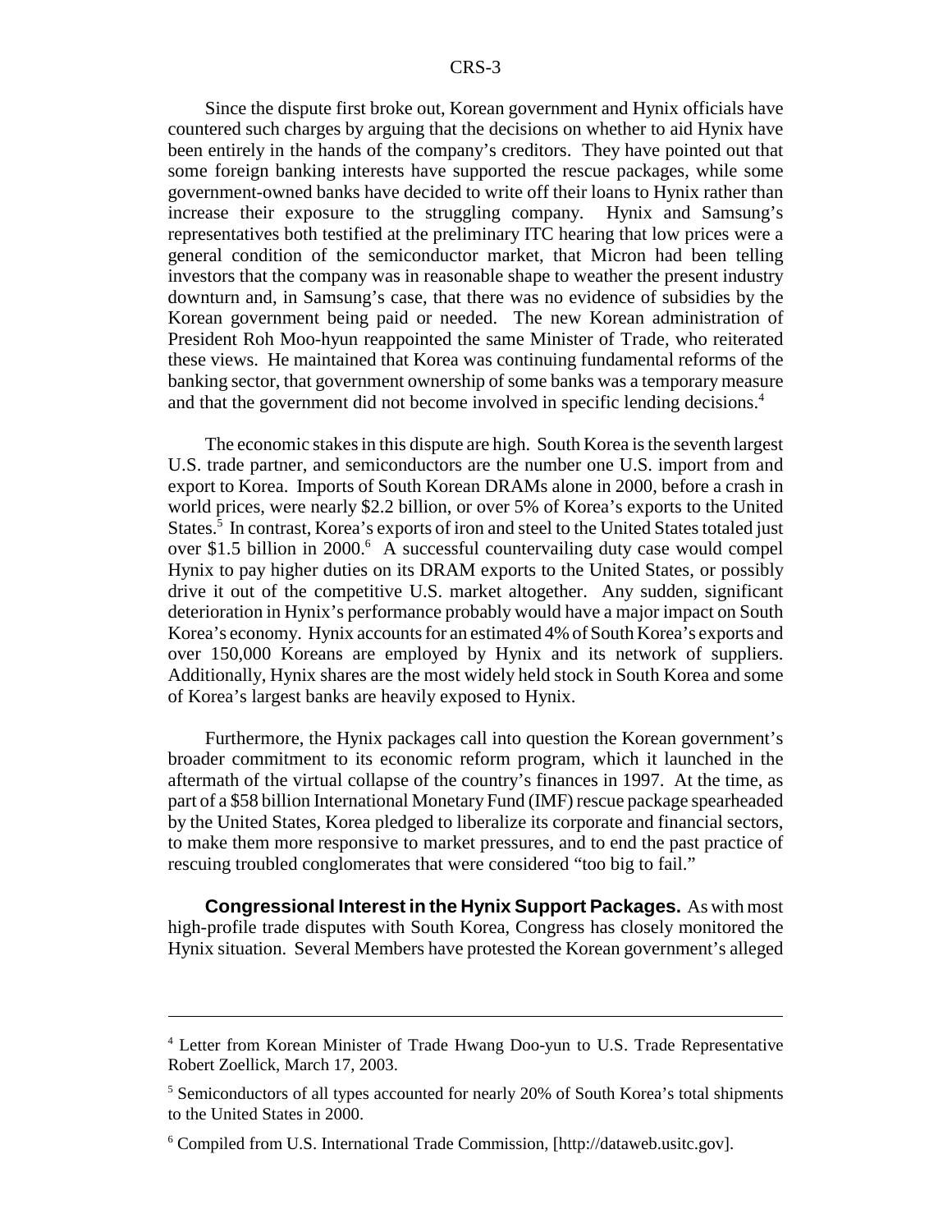Since the dispute first broke out, Korean government and Hynix officials have countered such charges by arguing that the decisions on whether to aid Hynix have been entirely in the hands of the company's creditors. They have pointed out that some foreign banking interests have supported the rescue packages, while some government-owned banks have decided to write off their loans to Hynix rather than increase their exposure to the struggling company. Hynix and Samsung's representatives both testified at the preliminary ITC hearing that low prices were a general condition of the semiconductor market, that Micron had been telling investors that the company was in reasonable shape to weather the present industry downturn and, in Samsung's case, that there was no evidence of subsidies by the Korean government being paid or needed. The new Korean administration of President Roh Moo-hyun reappointed the same Minister of Trade, who reiterated these views. He maintained that Korea was continuing fundamental reforms of the banking sector, that government ownership of some banks was a temporary measure and that the government did not become involved in specific lending decisions.[4]

The economic stakes in this dispute are high. South Korea is the seventh largest U.S. trade partner, and semiconductors are the number one U.S. import from and export to Korea. Imports of South Korean DRAMs alone in 2000, before a crash in world prices, were nearly $2.2 billion, or over 5% of Korea's exports to the United States.[5] In contrast, Korea's exports of iron and steel to the United States totaled just over $1.5 billion in 2000.[6] A successful countervailing duty case would compel Hynix to pay higher duties on its DRAM exports to the United States, or possibly drive it out of the competitive U.S. market altogether. Any sudden, significant deterioration in Hynix's performance probably would have a major impact on South Korea's economy. Hynix accounts for an estimated 4% of South Korea's exports and over 150,000 Koreans are employed by Hynix and its network of suppliers. Additionally, Hynix shares are the most widely held stock in South Korea and some of Korea's largest banks are heavily exposed to Hynix.

Furthermore, the Hynix packages call into question the Korean government's broader commitment to its economic reform program, which it launched in the aftermath of the virtual collapse of the country's finances in 1997. At the time, as part of a $58 billion International Monetary Fund (IMF) rescue package spearheaded by the United States, Korea pledged to liberalize its corporate and financial sectors, to make them more responsive to market pressures, and to end the past practice of rescuing troubled conglomerates that were considered "too big to fail."

**Congressional Interest in the Hynix Support Packages.** As with most high-profile trade disputes with South Korea, Congress has closely monitored the Hynix situation. Several Members have protested the Korean government's alleged

---

[4] Letter from Korean Minister of Trade Hwang Doo-yun to U.S. Trade Representative Robert Zoellick, March 17, 2003.

[5] Semiconductors of all types accounted for nearly 20% of South Korea's total shipments to the United States in 2000.

[6] Compiled from U.S. International Trade Commission, [http://dataweb.usitc.gov].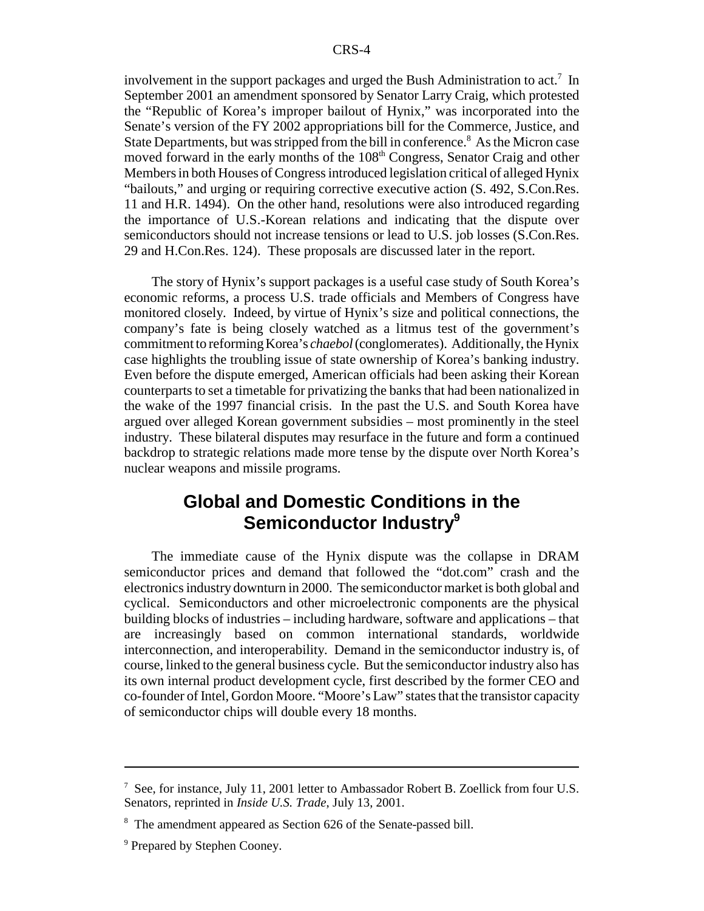involvement in the support packages and urged the Bush Administration to act.[7] In September 2001 an amendment sponsored by Senator Larry Craig, which protested the "Republic of Korea's improper bailout of Hynix," was incorporated into the Senate's version of the FY 2002 appropriations bill for the Commerce, Justice, and State Departments, but was stripped from the bill in conference.[8] As the Micron case moved forward in the early months of the 108th Congress, Senator Craig and other Members in both Houses of Congress introduced legislation critical of alleged Hynix "bailouts," and urging or requiring corrective executive action (S. 492, S.Con.Res. 11 and H.R. 1494). On the other hand, resolutions were also introduced regarding the importance of U.S.-Korean relations and indicating that the dispute over semiconductors should not increase tensions or lead to U.S. job losses (S.Con.Res. 29 and H.Con.Res. 124). These proposals are discussed later in the report.

The story of Hynix's support packages is a useful case study of South Korea's economic reforms, a process U.S. trade officials and Members of Congress have monitored closely. Indeed, by virtue of Hynix's size and political connections, the company's fate is being closely watched as a litmus test of the government's commitment to reforming Korea's *chaebol* (conglomerates). Additionally, the Hynix case highlights the troubling issue of state ownership of Korea's banking industry. Even before the dispute emerged, American officials had been asking their Korean counterparts to set a timetable for privatizing the banks that had been nationalized in the wake of the 1997 financial crisis. In the past the U.S. and South Korea have argued over alleged Korean government subsidies – most prominently in the steel industry. These bilateral disputes may resurface in the future and form a continued backdrop to strategic relations made more tense by the dispute over North Korea's nuclear weapons and missile programs.

## Global and Domestic Conditions in the Semiconductor Industry[9]

The immediate cause of the Hynix dispute was the collapse in DRAM semiconductor prices and demand that followed the "dot.com" crash and the electronics industry downturn in 2000. The semiconductor market is both global and cyclical. Semiconductors and other microelectronic components are the physical building blocks of industries – including hardware, software and applications – that are increasingly based on common international standards, worldwide interconnection, and interoperability. Demand in the semiconductor industry is, of course, linked to the general business cycle. But the semiconductor industry also has its own internal product development cycle, first described by the former CEO and co-founder of Intel, Gordon Moore. "Moore's Law" states that the transistor capacity of semiconductor chips will double every 18 months.

---

[7] See, for instance, July 11, 2001 letter to Ambassador Robert B. Zoellick from four U.S. Senators, reprinted in *Inside U.S. Trade*, July 13, 2001.

[8] The amendment appeared as Section 626 of the Senate-passed bill.

[9] Prepared by Stephen Cooney.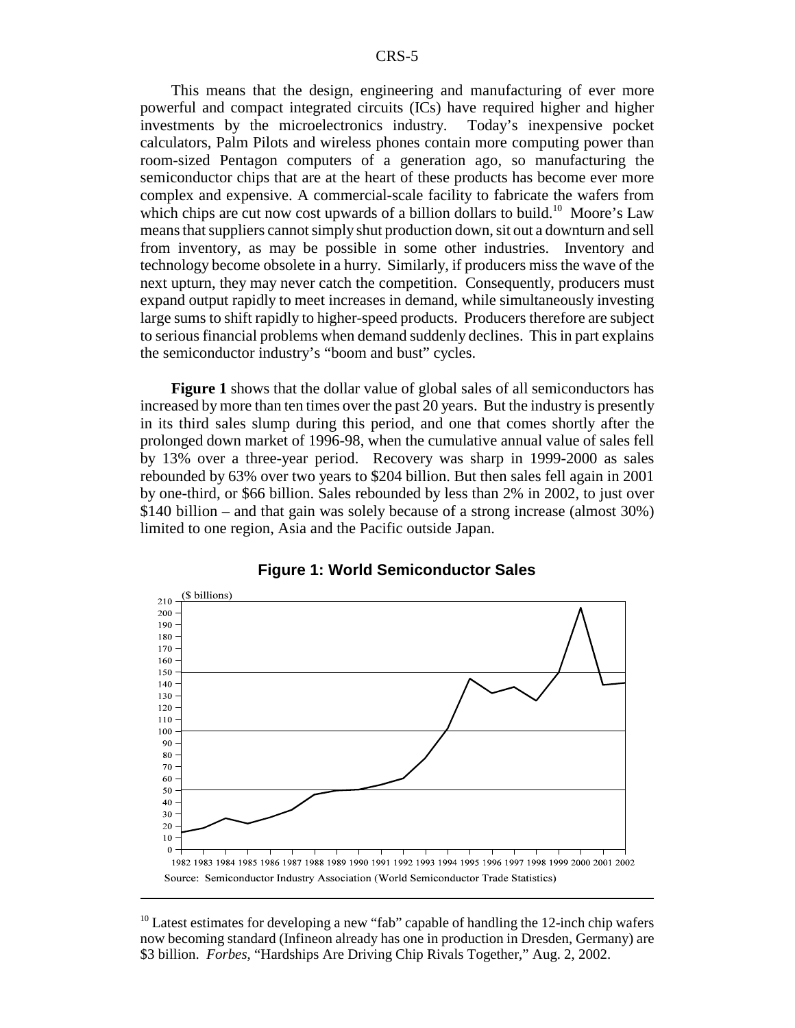This means that the design, engineering and manufacturing of ever more powerful and compact integrated circuits (ICs) have required higher and higher investments by the microelectronics industry. Today's inexpensive pocket calculators, Palm Pilots and wireless phones contain more computing power than room-sized Pentagon computers of a generation ago, so manufacturing the semiconductor chips that are at the heart of these products has become ever more complex and expensive. A commercial-scale facility to fabricate the wafers from which chips are cut now cost upwards of a billion dollars to build.[10] Moore's Law means that suppliers cannot simply shut production down, sit out a downturn and sell from inventory, as may be possible in some other industries. Inventory and technology become obsolete in a hurry. Similarly, if producers miss the wave of the next upturn, they may never catch the competition. Consequently, producers must expand output rapidly to meet increases in demand, while simultaneously investing large sums to shift rapidly to higher-speed products. Producers therefore are subject to serious financial problems when demand suddenly declines. This in part explains the semiconductor industry's "boom and bust" cycles.

**Figure 1** shows that the dollar value of global sales of all semiconductors has increased by more than ten times over the past 20 years. But the industry is presently in its third sales slump during this period, and one that comes shortly after the prolonged down market of 1996-98, when the cumulative annual value of sales fell by 13% over a three-year period. Recovery was sharp in 1999-2000 as sales rebounded by 63% over two years to $204 billion. But then sales fell again in 2001 by one-third, or $66 billion. Sales rebounded by less than 2% in 2002, to just over $140 billion – and that gain was solely because of a strong increase (almost 30%) limited to one region, Asia and the Pacific outside Japan.

**Figure 1: World Semiconductor Sales**

(line chart, $ billions, 1982–2002)

Source: Semiconductor Industry Association (World Semiconductor Trade Statistics)

---

[10] Latest estimates for developing a new "fab" capable of handling the 12-inch chip wafers now becoming standard (Infineon already has one in production in Dresden, Germany) are $3 billion. *Forbes*, "Hardships Are Driving Chip Rivals Together," Aug. 2, 2002.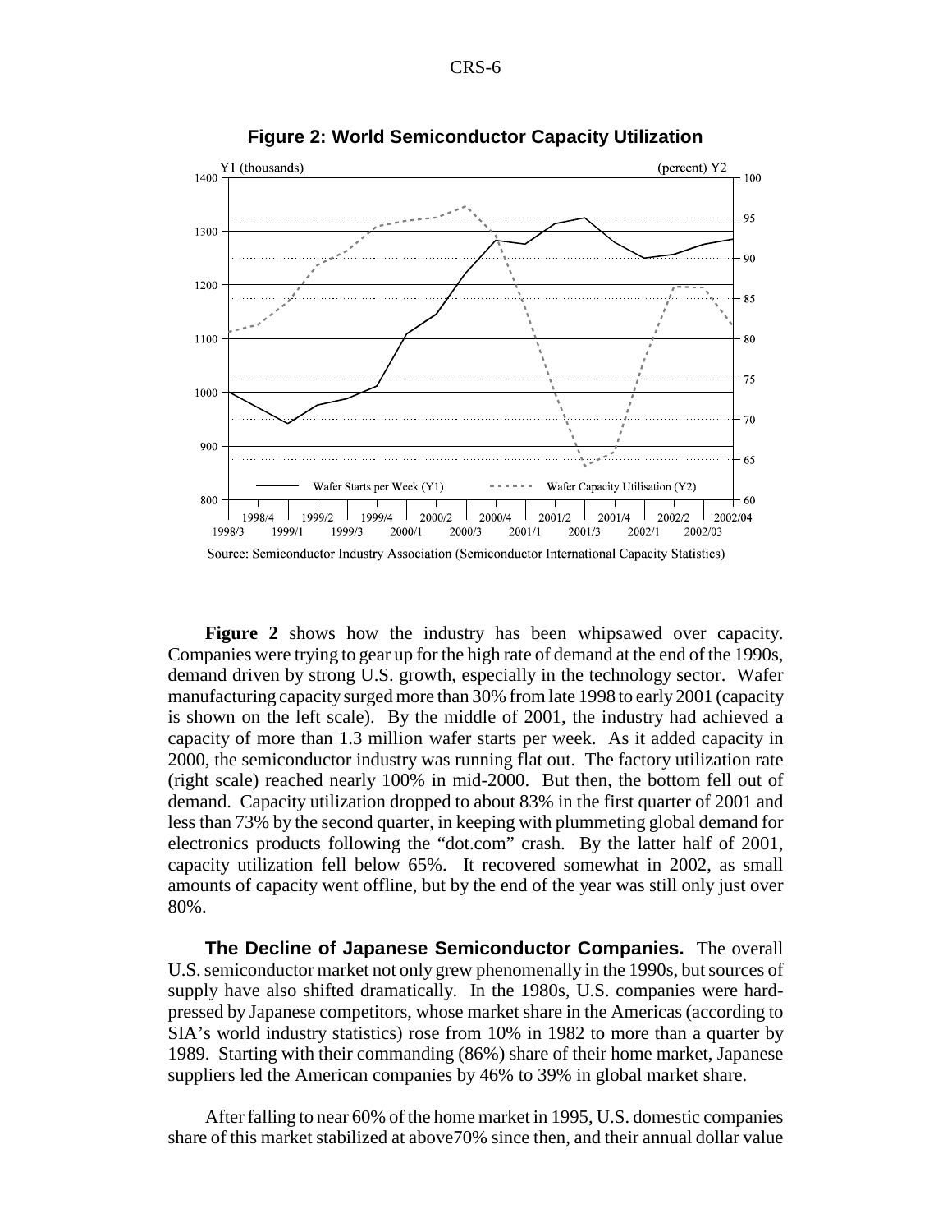**Figure 2: World Semiconductor Capacity Utilization**

Source: Semiconductor Industry Association (Semiconductor International Capacity Statistics)

**Figure 2** shows how the industry has been whipsawed over capacity. Companies were trying to gear up for the high rate of demand at the end of the 1990s, demand driven by strong U.S. growth, especially in the technology sector. Wafer manufacturing capacity surged more than 30% from late 1998 to early 2001 (capacity is shown on the left scale). By the middle of 2001, the industry had achieved a capacity of more than 1.3 million wafer starts per week. As it added capacity in 2000, the semiconductor industry was running flat out. The factory utilization rate (right scale) reached nearly 100% in mid-2000. But then, the bottom fell out of demand. Capacity utilization dropped to about 83% in the first quarter of 2001 and less than 73% by the second quarter, in keeping with plummeting global demand for electronics products following the "dot.com" crash. By the latter half of 2001, capacity utilization fell below 65%. It recovered somewhat in 2002, as small amounts of capacity went offline, but by the end of the year was still only just over 80%.

**The Decline of Japanese Semiconductor Companies.** The overall U.S. semiconductor market not only grew phenomenally in the 1990s, but sources of supply have also shifted dramatically. In the 1980s, U.S. companies were hard-pressed by Japanese competitors, whose market share in the Americas (according to SIA's world industry statistics) rose from 10% in 1982 to more than a quarter by 1989. Starting with their commanding (86%) share of their home market, Japanese suppliers led the American companies by 46% to 39% in global market share.

After falling to near 60% of the home market in 1995, U.S. domestic companies share of this market stabilized at above70% since then, and their annual dollar value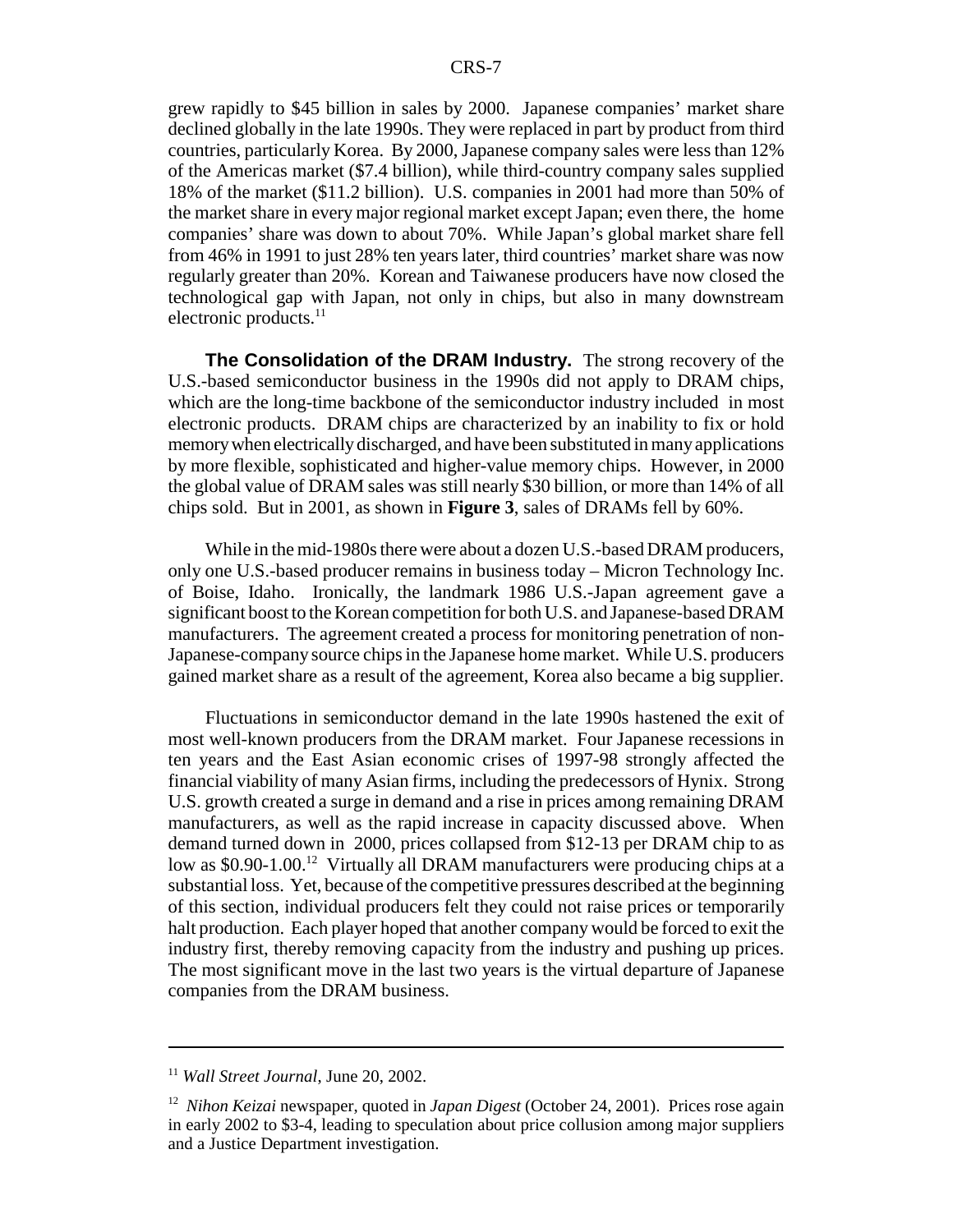grew rapidly to $45 billion in sales by 2000. Japanese companies' market share declined globally in the late 1990s. They were replaced in part by product from third countries, particularly Korea. By 2000, Japanese company sales were less than 12% of the Americas market ($7.4 billion), while third-country company sales supplied 18% of the market ($11.2 billion). U.S. companies in 2001 had more than 50% of the market share in every major regional market except Japan; even there, the home companies' share was down to about 70%. While Japan's global market share fell from 46% in 1991 to just 28% ten years later, third countries' market share was now regularly greater than 20%. Korean and Taiwanese producers have now closed the technological gap with Japan, not only in chips, but also in many downstream electronic products.[11]

**The Consolidation of the DRAM Industry.** The strong recovery of the U.S.-based semiconductor business in the 1990s did not apply to DRAM chips, which are the long-time backbone of the semiconductor industry included in most electronic products. DRAM chips are characterized by an inability to fix or hold memory when electrically discharged, and have been substituted in many applications by more flexible, sophisticated and higher-value memory chips. However, in 2000 the global value of DRAM sales was still nearly $30 billion, or more than 14% of all chips sold. But in 2001, as shown in **Figure 3**, sales of DRAMs fell by 60%.

While in the mid-1980s there were about a dozen U.S.-based DRAM producers, only one U.S.-based producer remains in business today – Micron Technology Inc. of Boise, Idaho. Ironically, the landmark 1986 U.S.-Japan agreement gave a significant boost to the Korean competition for both U.S. and Japanese-based DRAM manufacturers. The agreement created a process for monitoring penetration of non-Japanese-company source chips in the Japanese home market. While U.S. producers gained market share as a result of the agreement, Korea also became a big supplier.

Fluctuations in semiconductor demand in the late 1990s hastened the exit of most well-known producers from the DRAM market. Four Japanese recessions in ten years and the East Asian economic crises of 1997-98 strongly affected the financial viability of many Asian firms, including the predecessors of Hynix. Strong U.S. growth created a surge in demand and a rise in prices among remaining DRAM manufacturers, as well as the rapid increase in capacity discussed above. When demand turned down in 2000, prices collapsed from $12-13 per DRAM chip to as low as $0.90-1.00.[12] Virtually all DRAM manufacturers were producing chips at a substantial loss. Yet, because of the competitive pressures described at the beginning of this section, individual producers felt they could not raise prices or temporarily halt production. Each player hoped that another company would be forced to exit the industry first, thereby removing capacity from the industry and pushing up prices. The most significant move in the last two years is the virtual departure of Japanese companies from the DRAM business.

---

[11] *Wall Street Journal*, June 20, 2002.

[12] *Nihon Keizai* newspaper, quoted in *Japan Digest* (October 24, 2001). Prices rose again in early 2002 to $3-4, leading to speculation about price collusion among major suppliers and a Justice Department investigation.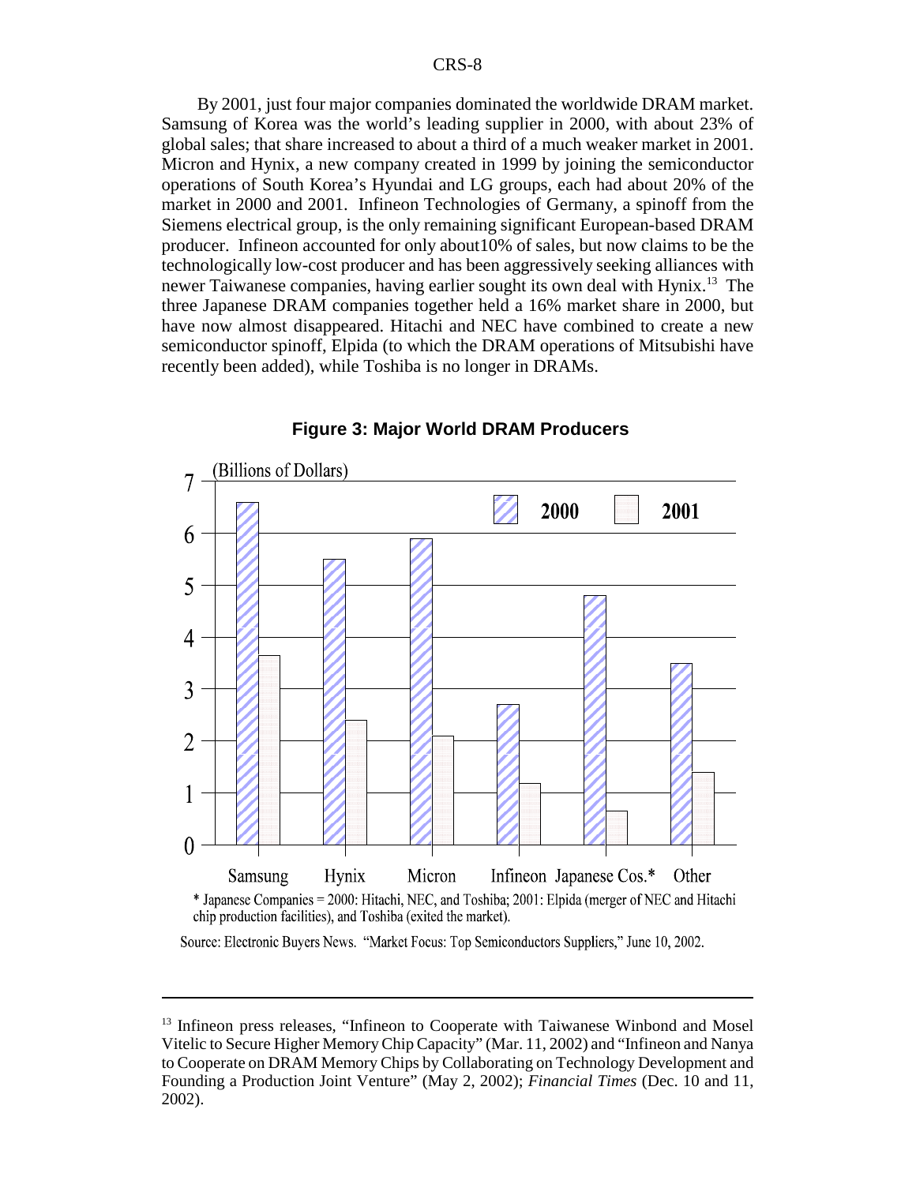By 2001, just four major companies dominated the worldwide DRAM market. Samsung of Korea was the world's leading supplier in 2000, with about 23% of global sales; that share increased to about a third of a much weaker market in 2001. Micron and Hynix, a new company created in 1999 by joining the semiconductor operations of South Korea's Hyundai and LG groups, each had about 20% of the market in 2000 and 2001. Infineon Technologies of Germany, a spinoff from the Siemens electrical group, is the only remaining significant European-based DRAM producer. Infineon accounted for only about10% of sales, but now claims to be the technologically low-cost producer and has been aggressively seeking alliances with newer Taiwanese companies, having earlier sought its own deal with Hynix.[13] The three Japanese DRAM companies together held a 16% market share in 2000, but have now almost disappeared. Hitachi and NEC have combined to create a new semiconductor spinoff, Elpida (to which the DRAM operations of Mitsubishi have recently been added), while Toshiba is no longer in DRAMs.

**Figure 3: Major World DRAM Producers**

(Billions of Dollars)

| | 2000 | 2001 |
|---|---|---|
| Samsung | 6.6 | 3.65 |
| Hynix | 5.5 | 2.4 |
| Micron | 5.9 | 2.1 |
| Infineon | 2.7 | 1.2 |
| Japanese Cos.* | 4.8 | 0.65 |
| Other | 3.5 | 1.4 |

\* Japanese Companies = 2000: Hitachi, NEC, and Toshiba; 2001: Elpida (merger of NEC and Hitachi chip production facilities), and Toshiba (exited the market).

Source: Electronic Buyers News. "Market Focus: Top Semiconductors Suppliers," June 10, 2002.

---

[13] Infineon press releases, "Infineon to Cooperate with Taiwanese Winbond and Mosel Vitelic to Secure Higher Memory Chip Capacity" (Mar. 11, 2002) and "Infineon and Nanya to Cooperate on DRAM Memory Chips by Collaborating on Technology Development and Founding a Production Joint Venture" (May 2, 2002); *Financial Times* (Dec. 10 and 11, 2002).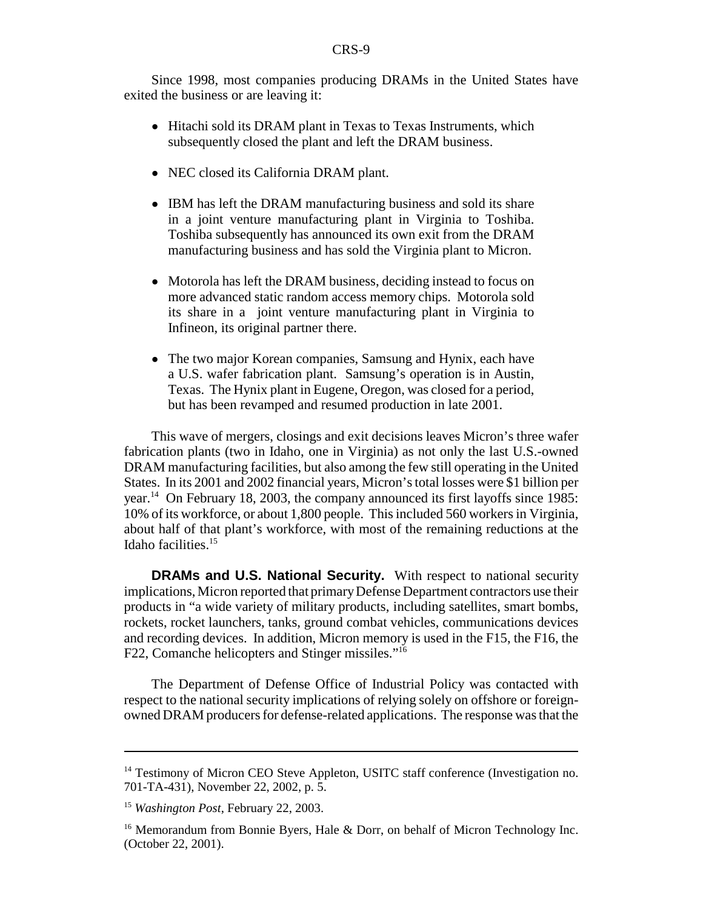Since 1998, most companies producing DRAMs in the United States have exited the business or are leaving it:

- Hitachi sold its DRAM plant in Texas to Texas Instruments, which subsequently closed the plant and left the DRAM business.
- NEC closed its California DRAM plant.
- IBM has left the DRAM manufacturing business and sold its share in a joint venture manufacturing plant in Virginia to Toshiba. Toshiba subsequently has announced its own exit from the DRAM manufacturing business and has sold the Virginia plant to Micron.
- Motorola has left the DRAM business, deciding instead to focus on more advanced static random access memory chips. Motorola sold its share in a joint venture manufacturing plant in Virginia to Infineon, its original partner there.
- The two major Korean companies, Samsung and Hynix, each have a U.S. wafer fabrication plant. Samsung's operation is in Austin, Texas. The Hynix plant in Eugene, Oregon, was closed for a period, but has been revamped and resumed production in late 2001.

This wave of mergers, closings and exit decisions leaves Micron's three wafer fabrication plants (two in Idaho, one in Virginia) as not only the last U.S.-owned DRAM manufacturing facilities, but also among the few still operating in the United States. In its 2001 and 2002 financial years, Micron's total losses were $1 billion per year.[14] On February 18, 2003, the company announced its first layoffs since 1985: 10% of its workforce, or about 1,800 people. This included 560 workers in Virginia, about half of that plant's workforce, with most of the remaining reductions at the Idaho facilities.[15]

**DRAMs and U.S. National Security.** With respect to national security implications, Micron reported that primary Defense Department contractors use their products in "a wide variety of military products, including satellites, smart bombs, rockets, rocket launchers, tanks, ground combat vehicles, communications devices and recording devices. In addition, Micron memory is used in the F15, the F16, the F22, Comanche helicopters and Stinger missiles."[16]

The Department of Defense Office of Industrial Policy was contacted with respect to the national security implications of relying solely on offshore or foreign-owned DRAM producers for defense-related applications. The response was that the

---

[14] Testimony of Micron CEO Steve Appleton, USITC staff conference (Investigation no. 701-TA-431), November 22, 2002, p. 5.

[15] *Washington Post*, February 22, 2003.

[16] Memorandum from Bonnie Byers, Hale & Dorr, on behalf of Micron Technology Inc. (October 22, 2001).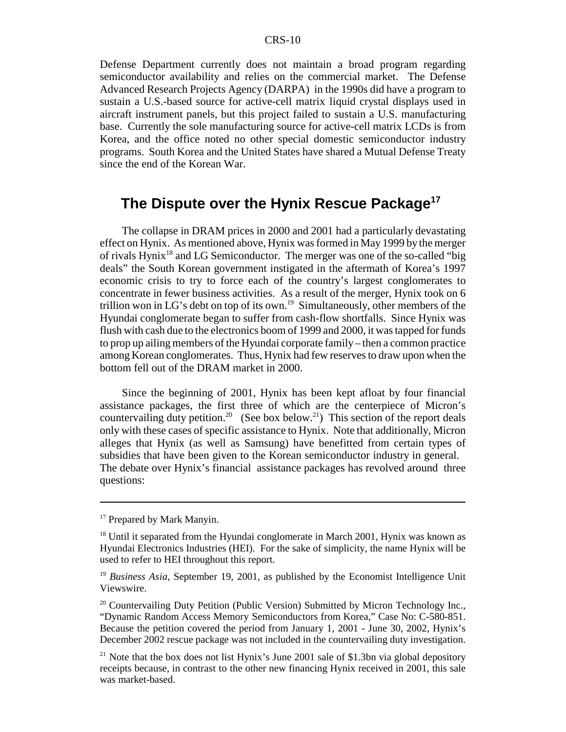Defense Department currently does not maintain a broad program regarding semiconductor availability and relies on the commercial market. The Defense Advanced Research Projects Agency (DARPA) in the 1990s did have a program to sustain a U.S.-based source for active-cell matrix liquid crystal displays used in aircraft instrument panels, but this project failed to sustain a U.S. manufacturing base. Currently the sole manufacturing source for active-cell matrix LCDs is from Korea, and the office noted no other special domestic semiconductor industry programs. South Korea and the United States have shared a Mutual Defense Treaty since the end of the Korean War.

## The Dispute over the Hynix Rescue Package[17]

The collapse in DRAM prices in 2000 and 2001 had a particularly devastating effect on Hynix. As mentioned above, Hynix was formed in May 1999 by the merger of rivals Hynix[18] and LG Semiconductor. The merger was one of the so-called "big deals" the South Korean government instigated in the aftermath of Korea's 1997 economic crisis to try to force each of the country's largest conglomerates to concentrate in fewer business activities. As a result of the merger, Hynix took on 6 trillion won in LG's debt on top of its own.[19] Simultaneously, other members of the Hyundai conglomerate began to suffer from cash-flow shortfalls. Since Hynix was flush with cash due to the electronics boom of 1999 and 2000, it was tapped for funds to prop up ailing members of the Hyundai corporate family – then a common practice among Korean conglomerates. Thus, Hynix had few reserves to draw upon when the bottom fell out of the DRAM market in 2000.

Since the beginning of 2001, Hynix has been kept afloat by four financial assistance packages, the first three of which are the centerpiece of Micron's countervailing duty petition.[20] (See box below.[21]) This section of the report deals only with these cases of specific assistance to Hynix. Note that additionally, Micron alleges that Hynix (as well as Samsung) have benefitted from certain types of subsidies that have been given to the Korean semiconductor industry in general. The debate over Hynix's financial assistance packages has revolved around three questions:

---

[17] Prepared by Mark Manyin.

[18] Until it separated from the Hyundai conglomerate in March 2001, Hynix was known as Hyundai Electronics Industries (HEI). For the sake of simplicity, the name Hynix will be used to refer to HEI throughout this report.

[19] *Business Asia*, September 19, 2001, as published by the Economist Intelligence Unit Viewswire.

[20] Countervailing Duty Petition (Public Version) Submitted by Micron Technology Inc., "Dynamic Random Access Memory Semiconductors from Korea," Case No: C-580-851. Because the petition covered the period from January 1, 2001 - June 30, 2002, Hynix's December 2002 rescue package was not included in the countervailing duty investigation.

[21] Note that the box does not list Hynix's June 2001 sale of $1.3bn via global depository receipts because, in contrast to the other new financing Hynix received in 2001, this sale was market-based.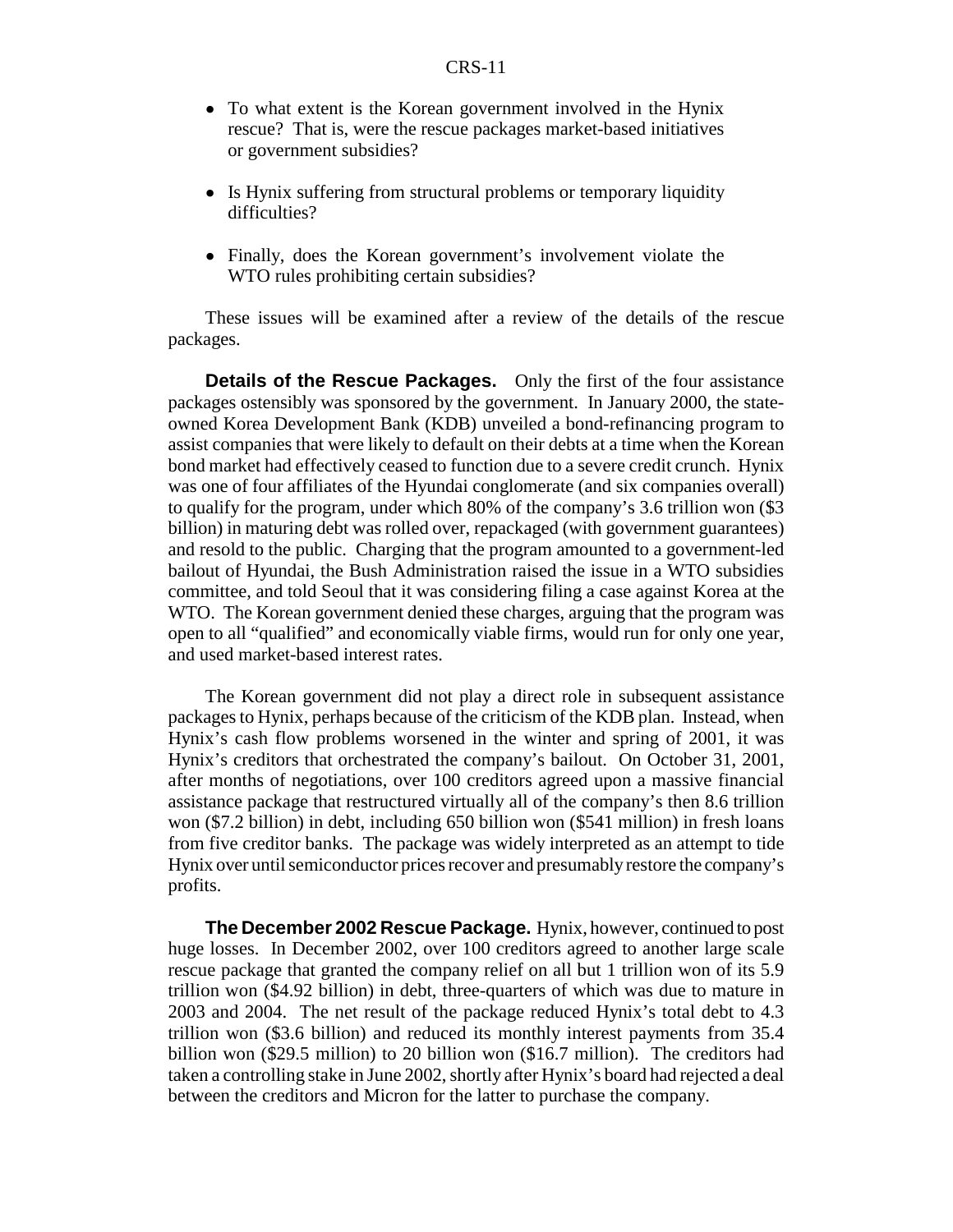- To what extent is the Korean government involved in the Hynix rescue? That is, were the rescue packages market-based initiatives or government subsidies?
- Is Hynix suffering from structural problems or temporary liquidity difficulties?
- Finally, does the Korean government's involvement violate the WTO rules prohibiting certain subsidies?

These issues will be examined after a review of the details of the rescue packages.

**Details of the Rescue Packages.** Only the first of the four assistance packages ostensibly was sponsored by the government. In January 2000, the state-owned Korea Development Bank (KDB) unveiled a bond-refinancing program to assist companies that were likely to default on their debts at a time when the Korean bond market had effectively ceased to function due to a severe credit crunch. Hynix was one of four affiliates of the Hyundai conglomerate (and six companies overall) to qualify for the program, under which 80% of the company's 3.6 trillion won ($3 billion) in maturing debt was rolled over, repackaged (with government guarantees) and resold to the public. Charging that the program amounted to a government-led bailout of Hyundai, the Bush Administration raised the issue in a WTO subsidies committee, and told Seoul that it was considering filing a case against Korea at the WTO. The Korean government denied these charges, arguing that the program was open to all "qualified" and economically viable firms, would run for only one year, and used market-based interest rates.

The Korean government did not play a direct role in subsequent assistance packages to Hynix, perhaps because of the criticism of the KDB plan. Instead, when Hynix's cash flow problems worsened in the winter and spring of 2001, it was Hynix's creditors that orchestrated the company's bailout. On October 31, 2001, after months of negotiations, over 100 creditors agreed upon a massive financial assistance package that restructured virtually all of the company's then 8.6 trillion won ($7.2 billion) in debt, including 650 billion won ($541 million) in fresh loans from five creditor banks. The package was widely interpreted as an attempt to tide Hynix over until semiconductor prices recover and presumably restore the company's profits.

**The December 2002 Rescue Package.** Hynix, however, continued to post huge losses. In December 2002, over 100 creditors agreed to another large scale rescue package that granted the company relief on all but 1 trillion won of its 5.9 trillion won ($4.92 billion) in debt, three-quarters of which was due to mature in 2003 and 2004. The net result of the package reduced Hynix's total debt to 4.3 trillion won ($3.6 billion) and reduced its monthly interest payments from 35.4 billion won ($29.5 million) to 20 billion won ($16.7 million). The creditors had taken a controlling stake in June 2002, shortly after Hynix's board had rejected a deal between the creditors and Micron for the latter to purchase the company.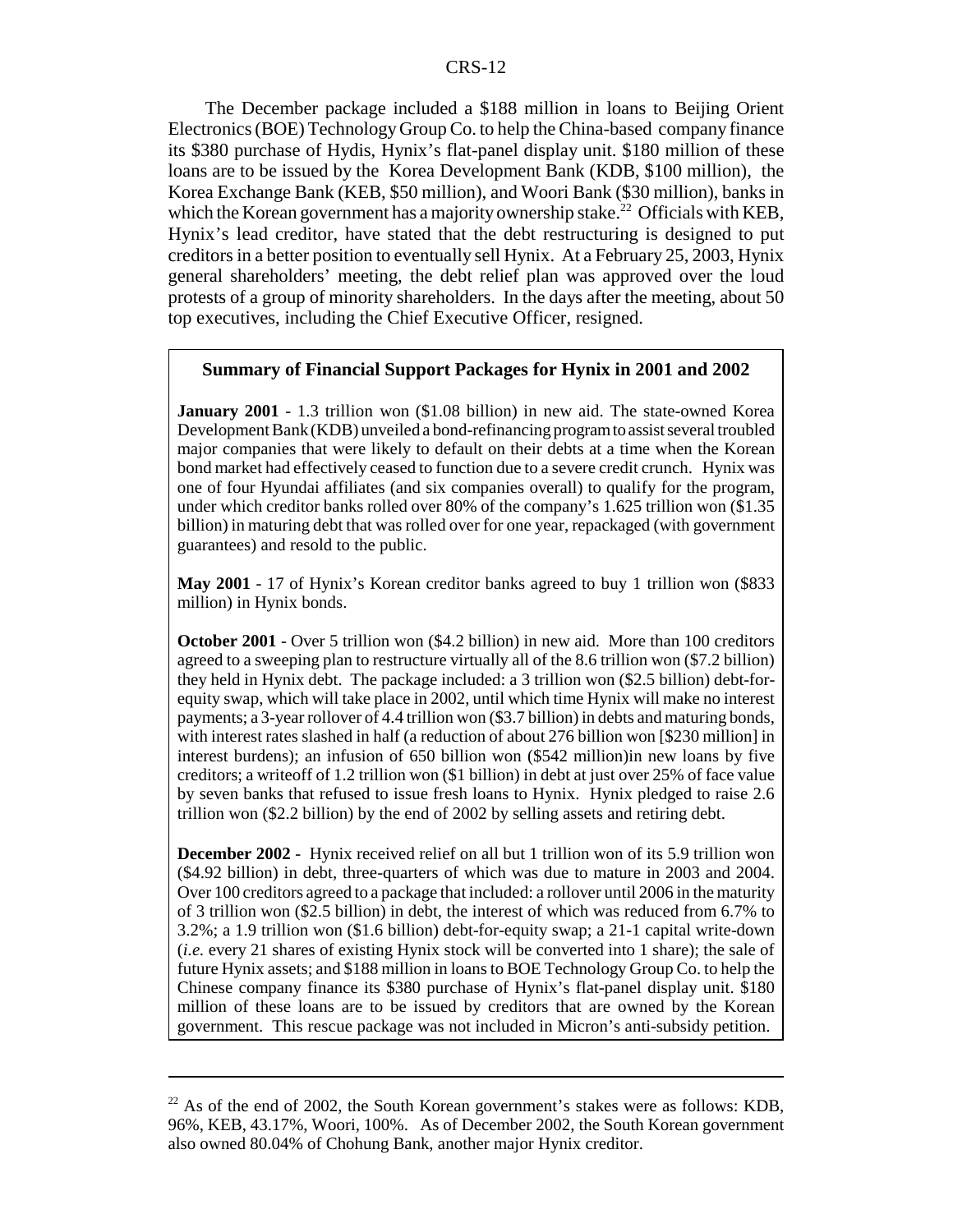The December package included a $188 million in loans to Beijing Orient Electronics (BOE) Technology Group Co. to help the China-based company finance its $380 purchase of Hydis, Hynix's flat-panel display unit. $180 million of these loans are to be issued by the Korea Development Bank (KDB, $100 million), the Korea Exchange Bank (KEB, $50 million), and Woori Bank ($30 million), banks in which the Korean government has a majority ownership stake.[22] Officials with KEB, Hynix's lead creditor, have stated that the debt restructuring is designed to put creditors in a better position to eventually sell Hynix. At a February 25, 2003, Hynix general shareholders' meeting, the debt relief plan was approved over the loud protests of a group of minority shareholders. In the days after the meeting, about 50 top executives, including the Chief Executive Officer, resigned.

### Summary of Financial Support Packages for Hynix in 2001 and 2002

**January 2001** - 1.3 trillion won ($1.08 billion) in new aid. The state-owned Korea Development Bank (KDB) unveiled a bond-refinancing program to assist several troubled major companies that were likely to default on their debts at a time when the Korean bond market had effectively ceased to function due to a severe credit crunch. Hynix was one of four Hyundai affiliates (and six companies overall) to qualify for the program, under which creditor banks rolled over 80% of the company's 1.625 trillion won ($1.35 billion) in maturing debt that was rolled over for one year, repackaged (with government guarantees) and resold to the public.

**May 2001** - 17 of Hynix's Korean creditor banks agreed to buy 1 trillion won ($833 million) in Hynix bonds.

**October 2001** - Over 5 trillion won ($4.2 billion) in new aid. More than 100 creditors agreed to a sweeping plan to restructure virtually all of the 8.6 trillion won ($7.2 billion) they held in Hynix debt. The package included: a 3 trillion won ($2.5 billion) debt-for-equity swap, which will take place in 2002, until which time Hynix will make no interest payments; a 3-year rollover of 4.4 trillion won ($3.7 billion) in debts and maturing bonds, with interest rates slashed in half (a reduction of about 276 billion won [$230 million] in interest burdens); an infusion of 650 billion won ($542 million)in new loans by five creditors; a writeoff of 1.2 trillion won ($1 billion) in debt at just over 25% of face value by seven banks that refused to issue fresh loans to Hynix. Hynix pledged to raise 2.6 trillion won ($2.2 billion) by the end of 2002 by selling assets and retiring debt.

**December 2002** - Hynix received relief on all but 1 trillion won of its 5.9 trillion won ($4.92 billion) in debt, three-quarters of which was due to mature in 2003 and 2004. Over 100 creditors agreed to a package that included: a rollover until 2006 in the maturity of 3 trillion won ($2.5 billion) in debt, the interest of which was reduced from 6.7% to 3.2%; a 1.9 trillion won ($1.6 billion) debt-for-equity swap; a 21-1 capital write-down (*i.e.* every 21 shares of existing Hynix stock will be converted into 1 share); the sale of future Hynix assets; and $188 million in loans to BOE Technology Group Co. to help the Chinese company finance its $380 purchase of Hynix's flat-panel display unit. $180 million of these loans are to be issued by creditors that are owned by the Korean government. This rescue package was not included in Micron's anti-subsidy petition.

---

[22] As of the end of 2002, the South Korean government's stakes were as follows: KDB, 96%, KEB, 43.17%, Woori, 100%. As of December 2002, the South Korean government also owned 80.04% of Chohung Bank, another major Hynix creditor.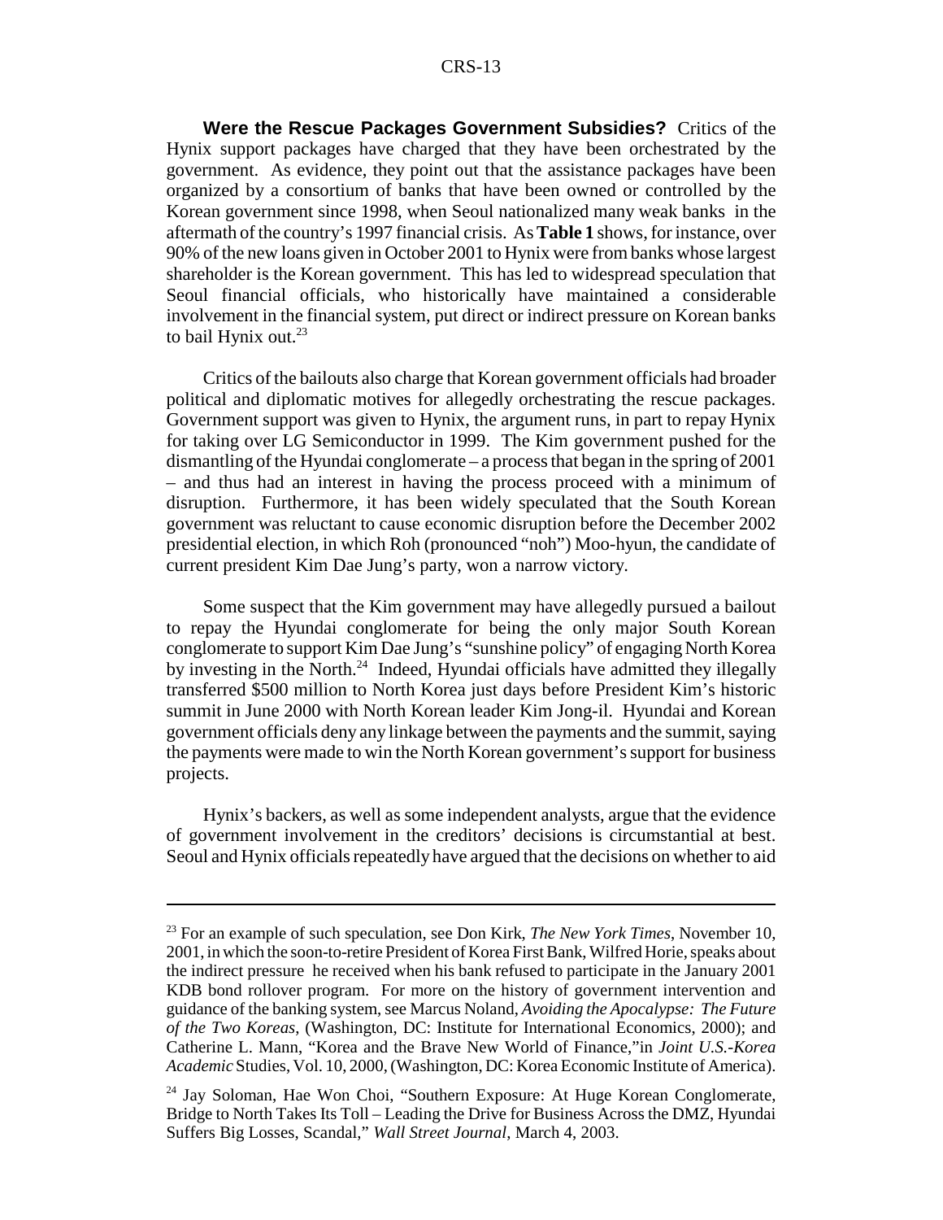**Were the Rescue Packages Government Subsidies?** Critics of the Hynix support packages have charged that they have been orchestrated by the government. As evidence, they point out that the assistance packages have been organized by a consortium of banks that have been owned or controlled by the Korean government since 1998, when Seoul nationalized many weak banks in the aftermath of the country's 1997 financial crisis. As **Table 1** shows, for instance, over 90% of the new loans given in October 2001 to Hynix were from banks whose largest shareholder is the Korean government. This has led to widespread speculation that Seoul financial officials, who historically have maintained a considerable involvement in the financial system, put direct or indirect pressure on Korean banks to bail Hynix out.[23]

Critics of the bailouts also charge that Korean government officials had broader political and diplomatic motives for allegedly orchestrating the rescue packages. Government support was given to Hynix, the argument runs, in part to repay Hynix for taking over LG Semiconductor in 1999. The Kim government pushed for the dismantling of the Hyundai conglomerate – a process that began in the spring of 2001 – and thus had an interest in having the process proceed with a minimum of disruption. Furthermore, it has been widely speculated that the South Korean government was reluctant to cause economic disruption before the December 2002 presidential election, in which Roh (pronounced "noh") Moo-hyun, the candidate of current president Kim Dae Jung's party, won a narrow victory.

Some suspect that the Kim government may have allegedly pursued a bailout to repay the Hyundai conglomerate for being the only major South Korean conglomerate to support Kim Dae Jung's "sunshine policy" of engaging North Korea by investing in the North.[24] Indeed, Hyundai officials have admitted they illegally transferred $500 million to North Korea just days before President Kim's historic summit in June 2000 with North Korean leader Kim Jong-il. Hyundai and Korean government officials deny any linkage between the payments and the summit, saying the payments were made to win the North Korean government's support for business projects.

Hynix's backers, as well as some independent analysts, argue that the evidence of government involvement in the creditors' decisions is circumstantial at best. Seoul and Hynix officials repeatedly have argued that the decisions on whether to aid

---

[23] For an example of such speculation, see Don Kirk, *The New York Times*, November 10, 2001, in which the soon-to-retire President of Korea First Bank, Wilfred Horie, speaks about the indirect pressure he received when his bank refused to participate in the January 2001 KDB bond rollover program. For more on the history of government intervention and guidance of the banking system, see Marcus Noland, *Avoiding the Apocalypse: The Future of the Two Koreas*, (Washington, DC: Institute for International Economics, 2000); and Catherine L. Mann, "Korea and the Brave New World of Finance,"in *Joint U.S.-Korea Academic* Studies, Vol. 10, 2000, (Washington, DC: Korea Economic Institute of America).

[24] Jay Soloman, Hae Won Choi, "Southern Exposure: At Huge Korean Conglomerate, Bridge to North Takes Its Toll – Leading the Drive for Business Across the DMZ, Hyundai Suffers Big Losses, Scandal," *Wall Street Journal*, March 4, 2003.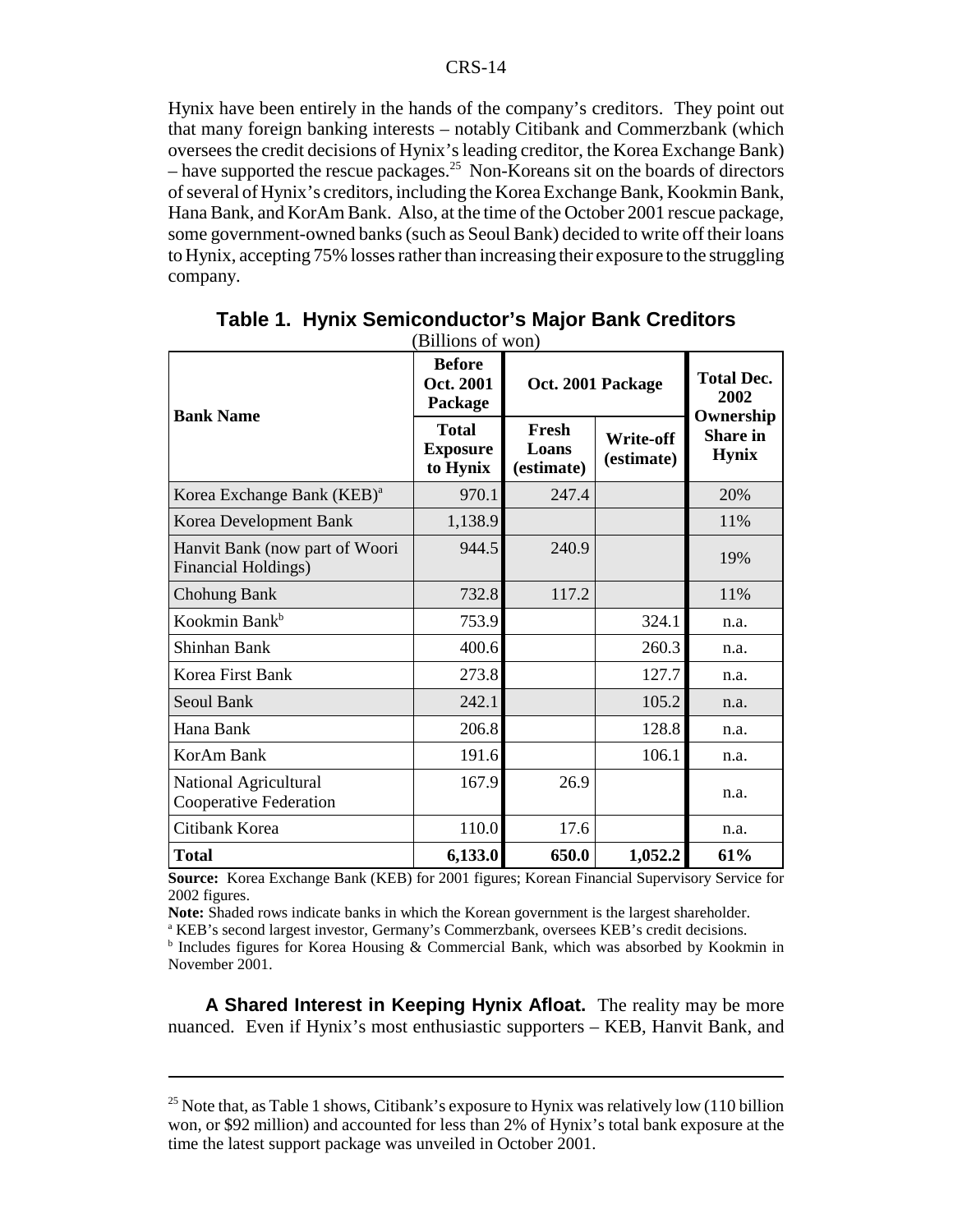Hynix have been entirely in the hands of the company's creditors. They point out that many foreign banking interests – notably Citibank and Commerzbank (which oversees the credit decisions of Hynix's leading creditor, the Korea Exchange Bank) – have supported the rescue packages.[25] Non-Koreans sit on the boards of directors of several of Hynix's creditors, including the Korea Exchange Bank, Kookmin Bank, Hana Bank, and KorAm Bank. Also, at the time of the October 2001 rescue package, some government-owned banks (such as Seoul Bank) decided to write off their loans to Hynix, accepting 75% losses rather than increasing their exposure to the struggling company.

**Table 1. Hynix Semiconductor's Major Bank Creditors**
(Billions of won)

| Bank Name | Before Oct. 2001 Package | Oct. 2001 Package | | Total Dec. 2002 Ownership Share in Hynix |
|---|---|---|---|---|
| | Total Exposure to Hynix | Fresh Loans (estimate) | Write-off (estimate) | |
| Korea Exchange Bank (KEB)[a] | 970.1 | 247.4 | | 20% |
| Korea Development Bank | 1,138.9 | | | 11% |
| Hanvit Bank (now part of Woori Financial Holdings) | 944.5 | 240.9 | | 19% |
| Chohung Bank | 732.8 | 117.2 | | 11% |
| Kookmin Bank[b] | 753.9 | | 324.1 | n.a. |
| Shinhan Bank | 400.6 | | 260.3 | n.a. |
| Korea First Bank | 273.8 | | 127.7 | n.a. |
| Seoul Bank | 242.1 | | 105.2 | n.a. |
| Hana Bank | 206.8 | | 128.8 | n.a. |
| KorAm Bank | 191.6 | | 106.1 | n.a. |
| National Agricultural Cooperative Federation | 167.9 | 26.9 | | n.a. |
| Citibank Korea | 110.0 | 17.6 | | n.a. |
| **Total** | **6,133.0** | **650.0** | **1,052.2** | **61%** |

**Source:** Korea Exchange Bank (KEB) for 2001 figures; Korean Financial Supervisory Service for 2002 figures.

**Note:** Shaded rows indicate banks in which the Korean government is the largest shareholder.

[a] KEB's second largest investor, Germany's Commerzbank, oversees KEB's credit decisions.

[b] Includes figures for Korea Housing & Commercial Bank, which was absorbed by Kookmin in November 2001.

**A Shared Interest in Keeping Hynix Afloat.** The reality may be more nuanced. Even if Hynix's most enthusiastic supporters – KEB, Hanvit Bank, and

[25] Note that, as Table 1 shows, Citibank's exposure to Hynix was relatively low (110 billion won, or $92 million) and accounted for less than 2% of Hynix's total bank exposure at the time the latest support package was unveiled in October 2001.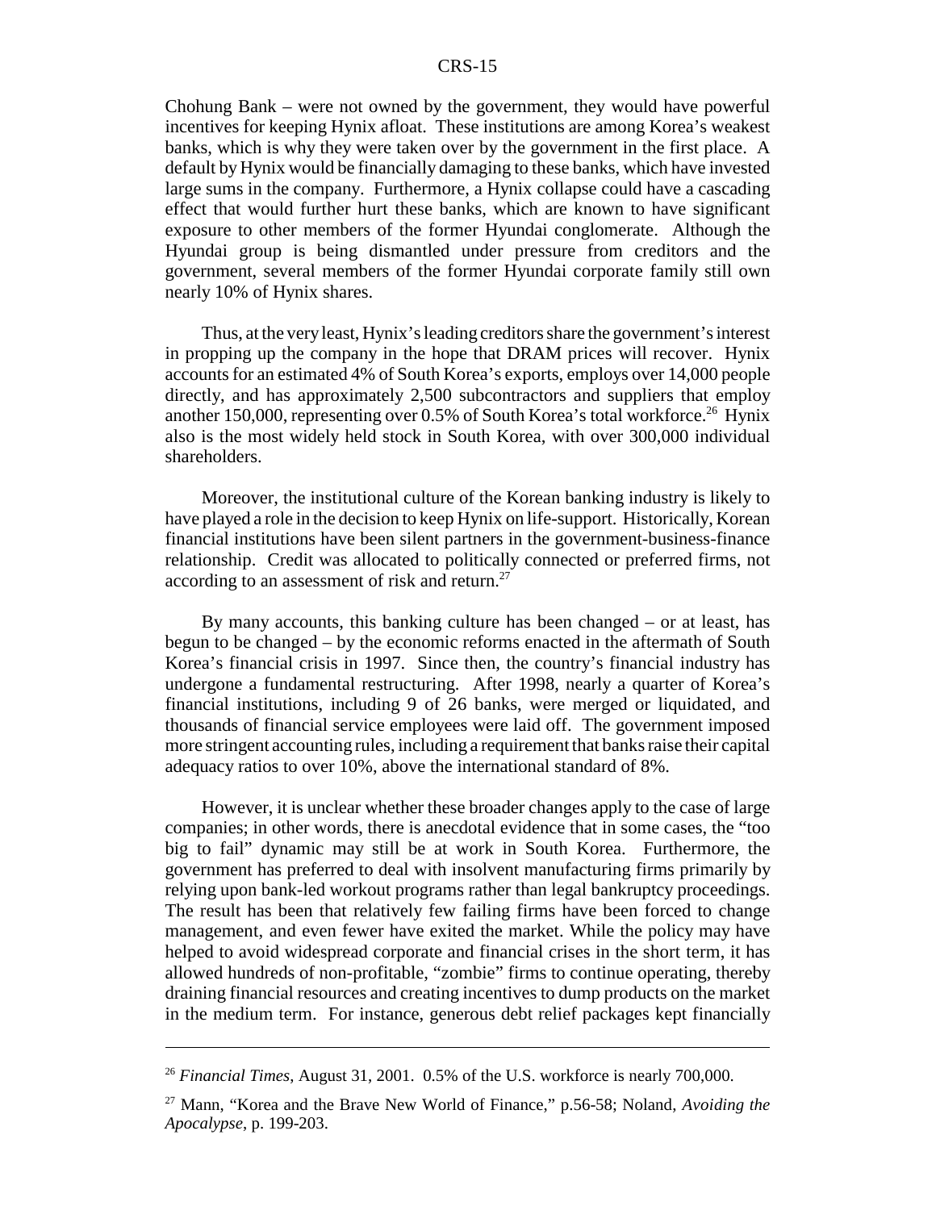Chohung Bank – were not owned by the government, they would have powerful incentives for keeping Hynix afloat. These institutions are among Korea's weakest banks, which is why they were taken over by the government in the first place. A default by Hynix would be financially damaging to these banks, which have invested large sums in the company. Furthermore, a Hynix collapse could have a cascading effect that would further hurt these banks, which are known to have significant exposure to other members of the former Hyundai conglomerate. Although the Hyundai group is being dismantled under pressure from creditors and the government, several members of the former Hyundai corporate family still own nearly 10% of Hynix shares.

Thus, at the very least, Hynix's leading creditors share the government's interest in propping up the company in the hope that DRAM prices will recover. Hynix accounts for an estimated 4% of South Korea's exports, employs over 14,000 people directly, and has approximately 2,500 subcontractors and suppliers that employ another 150,000, representing over 0.5% of South Korea's total workforce.[26] Hynix also is the most widely held stock in South Korea, with over 300,000 individual shareholders.

Moreover, the institutional culture of the Korean banking industry is likely to have played a role in the decision to keep Hynix on life-support. Historically, Korean financial institutions have been silent partners in the government-business-finance relationship. Credit was allocated to politically connected or preferred firms, not according to an assessment of risk and return.[27]

By many accounts, this banking culture has been changed – or at least, has begun to be changed – by the economic reforms enacted in the aftermath of South Korea's financial crisis in 1997. Since then, the country's financial industry has undergone a fundamental restructuring. After 1998, nearly a quarter of Korea's financial institutions, including 9 of 26 banks, were merged or liquidated, and thousands of financial service employees were laid off. The government imposed more stringent accounting rules, including a requirement that banks raise their capital adequacy ratios to over 10%, above the international standard of 8%.

However, it is unclear whether these broader changes apply to the case of large companies; in other words, there is anecdotal evidence that in some cases, the "too big to fail" dynamic may still be at work in South Korea. Furthermore, the government has preferred to deal with insolvent manufacturing firms primarily by relying upon bank-led workout programs rather than legal bankruptcy proceedings. The result has been that relatively few failing firms have been forced to change management, and even fewer have exited the market. While the policy may have helped to avoid widespread corporate and financial crises in the short term, it has allowed hundreds of non-profitable, "zombie" firms to continue operating, thereby draining financial resources and creating incentives to dump products on the market in the medium term. For instance, generous debt relief packages kept financially

---

[26] *Financial Times*, August 31, 2001. 0.5% of the U.S. workforce is nearly 700,000.

[27] Mann, "Korea and the Brave New World of Finance," p.56-58; Noland, *Avoiding the Apocalypse*, p. 199-203.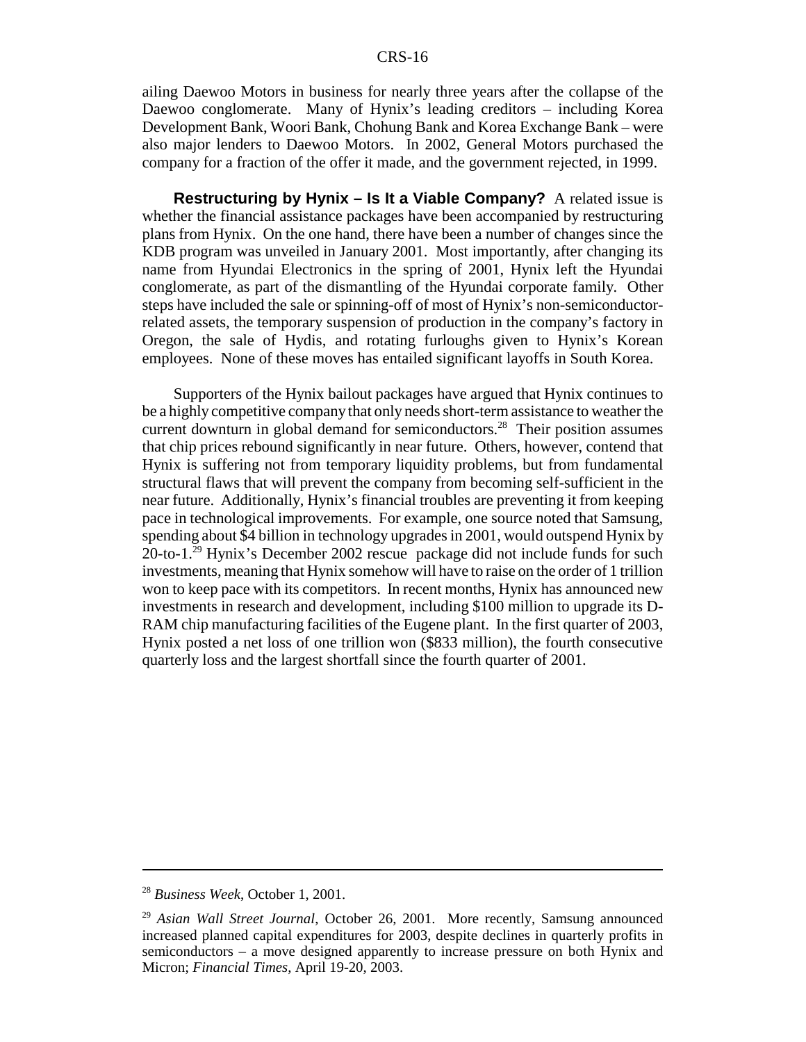ailing Daewoo Motors in business for nearly three years after the collapse of the Daewoo conglomerate. Many of Hynix's leading creditors – including Korea Development Bank, Woori Bank, Chohung Bank and Korea Exchange Bank – were also major lenders to Daewoo Motors. In 2002, General Motors purchased the company for a fraction of the offer it made, and the government rejected, in 1999.

**Restructuring by Hynix – Is It a Viable Company?** A related issue is whether the financial assistance packages have been accompanied by restructuring plans from Hynix. On the one hand, there have been a number of changes since the KDB program was unveiled in January 2001. Most importantly, after changing its name from Hyundai Electronics in the spring of 2001, Hynix left the Hyundai conglomerate, as part of the dismantling of the Hyundai corporate family. Other steps have included the sale or spinning-off of most of Hynix's non-semiconductor-related assets, the temporary suspension of production in the company's factory in Oregon, the sale of Hydis, and rotating furloughs given to Hynix's Korean employees. None of these moves has entailed significant layoffs in South Korea.

Supporters of the Hynix bailout packages have argued that Hynix continues to be a highly competitive company that only needs short-term assistance to weather the current downturn in global demand for semiconductors.[28] Their position assumes that chip prices rebound significantly in near future. Others, however, contend that Hynix is suffering not from temporary liquidity problems, but from fundamental structural flaws that will prevent the company from becoming self-sufficient in the near future. Additionally, Hynix's financial troubles are preventing it from keeping pace in technological improvements. For example, one source noted that Samsung, spending about $4 billion in technology upgrades in 2001, would outspend Hynix by 20-to-1.[29] Hynix's December 2002 rescue package did not include funds for such investments, meaning that Hynix somehow will have to raise on the order of 1 trillion won to keep pace with its competitors. In recent months, Hynix has announced new investments in research and development, including $100 million to upgrade its D-RAM chip manufacturing facilities of the Eugene plant. In the first quarter of 2003, Hynix posted a net loss of one trillion won ($833 million), the fourth consecutive quarterly loss and the largest shortfall since the fourth quarter of 2001.

---

[28] *Business Week*, October 1, 2001.

[29] *Asian Wall Street Journal*, October 26, 2001. More recently, Samsung announced increased planned capital expenditures for 2003, despite declines in quarterly profits in semiconductors – a move designed apparently to increase pressure on both Hynix and Micron; *Financial Times*, April 19-20, 2003.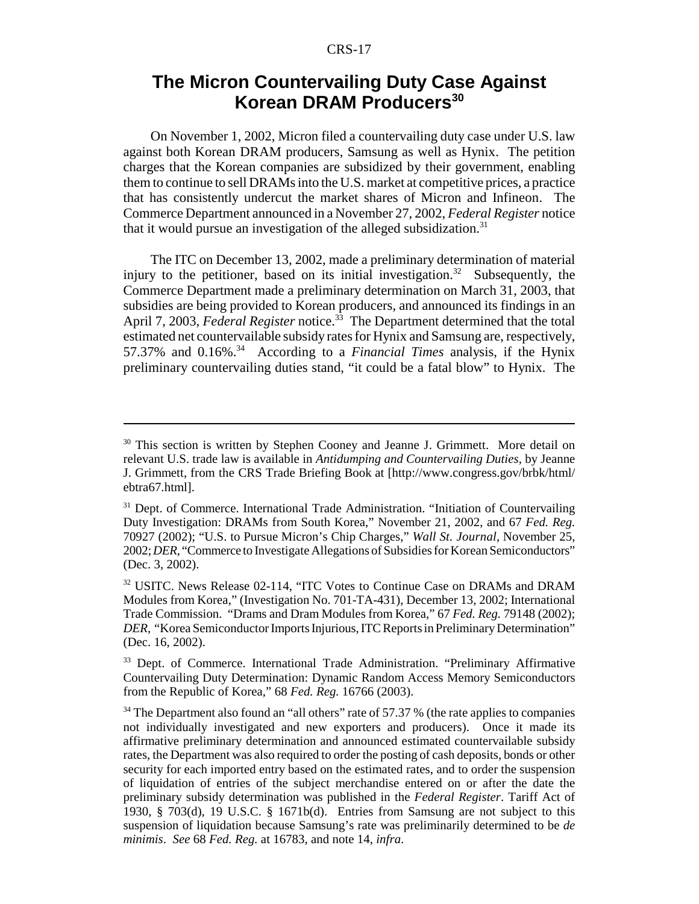# The Micron Countervailing Duty Case Against Korean DRAM Producers[30]

On November 1, 2002, Micron filed a countervailing duty case under U.S. law against both Korean DRAM producers, Samsung as well as Hynix. The petition charges that the Korean companies are subsidized by their government, enabling them to continue to sell DRAMs into the U.S. market at competitive prices, a practice that has consistently undercut the market shares of Micron and Infineon. The Commerce Department announced in a November 27, 2002, *Federal Register* notice that it would pursue an investigation of the alleged subsidization.[31]

The ITC on December 13, 2002, made a preliminary determination of material injury to the petitioner, based on its initial investigation.[32] Subsequently, the Commerce Department made a preliminary determination on March 31, 2003, that subsidies are being provided to Korean producers, and announced its findings in an April 7, 2003, *Federal Register* notice.[33] The Department determined that the total estimated net countervailable subsidy rates for Hynix and Samsung are, respectively, 57.37% and 0.16%.[34] According to a *Financial Times* analysis, if the Hynix preliminary countervailing duties stand, "it could be a fatal blow" to Hynix. The

---

[30] This section is written by Stephen Cooney and Jeanne J. Grimmett. More detail on relevant U.S. trade law is available in *Antidumping and Countervailing Duties*, by Jeanne J. Grimmett, from the CRS Trade Briefing Book at [http://www.congress.gov/brbk/html/ebtra67.html].

[31] Dept. of Commerce. International Trade Administration. "Initiation of Countervailing Duty Investigation: DRAMs from South Korea," November 21, 2002, and 67 *Fed. Reg.* 70927 (2002); "U.S. to Pursue Micron's Chip Charges," *Wall St. Journal*, November 25, 2002; *DER*, "Commerce to Investigate Allegations of Subsidies for Korean Semiconductors" (Dec. 3, 2002).

[32] USITC. News Release 02-114, "ITC Votes to Continue Case on DRAMs and DRAM Modules from Korea," (Investigation No. 701-TA-431), December 13, 2002; International Trade Commission. "Drams and Dram Modules from Korea," 67 *Fed. Reg.* 79148 (2002); *DER*, "Korea Semiconductor Imports Injurious, ITC Reports in Preliminary Determination" (Dec. 16, 2002).

[33] Dept. of Commerce. International Trade Administration. "Preliminary Affirmative Countervailing Duty Determination: Dynamic Random Access Memory Semiconductors from the Republic of Korea," 68 *Fed. Reg.* 16766 (2003).

[34] The Department also found an "all others" rate of 57.37 % (the rate applies to companies not individually investigated and new exporters and producers). Once it made its affirmative preliminary determination and announced estimated countervailable subsidy rates, the Department was also required to order the posting of cash deposits, bonds or other security for each imported entry based on the estimated rates, and to order the suspension of liquidation of entries of the subject merchandise entered on or after the date the preliminary subsidy determination was published in the *Federal Register*. Tariff Act of 1930, § 703(d), 19 U.S.C. § 1671b(d). Entries from Samsung are not subject to this suspension of liquidation because Samsung's rate was preliminarily determined to be *de minimis*. *See* 68 *Fed. Reg.* at 16783, and note 14, *infra*.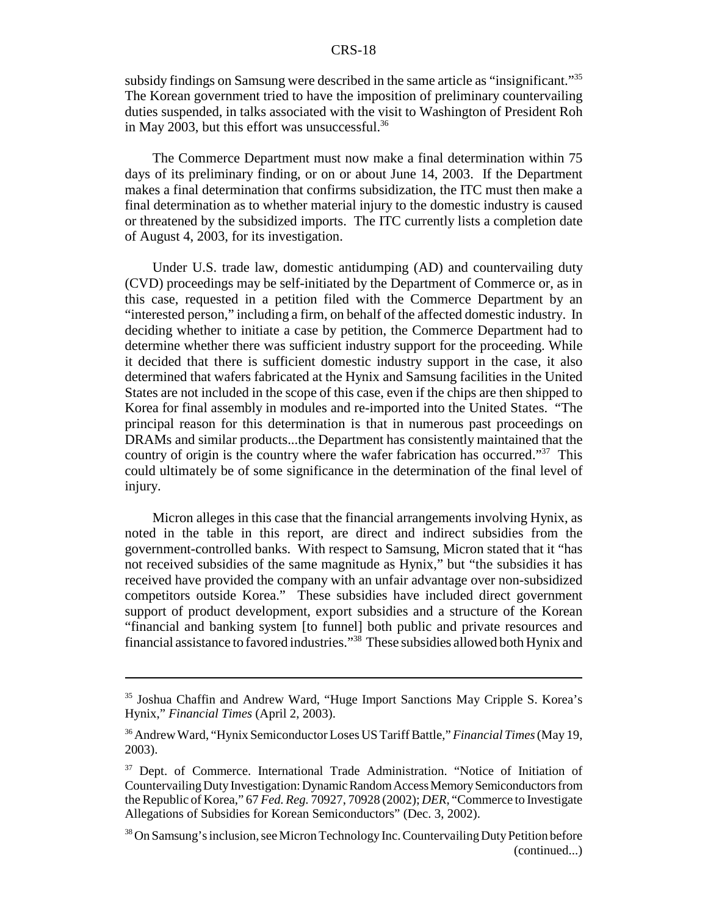subsidy findings on Samsung were described in the same article as "insignificant."[35] The Korean government tried to have the imposition of preliminary countervailing duties suspended, in talks associated with the visit to Washington of President Roh in May 2003, but this effort was unsuccessful.[36]

The Commerce Department must now make a final determination within 75 days of its preliminary finding, or on or about June 14, 2003. If the Department makes a final determination that confirms subsidization, the ITC must then make a final determination as to whether material injury to the domestic industry is caused or threatened by the subsidized imports. The ITC currently lists a completion date of August 4, 2003, for its investigation.

Under U.S. trade law, domestic antidumping (AD) and countervailing duty (CVD) proceedings may be self-initiated by the Department of Commerce or, as in this case, requested in a petition filed with the Commerce Department by an "interested person," including a firm, on behalf of the affected domestic industry. In deciding whether to initiate a case by petition, the Commerce Department had to determine whether there was sufficient industry support for the proceeding. While it decided that there is sufficient domestic industry support in the case, it also determined that wafers fabricated at the Hynix and Samsung facilities in the United States are not included in the scope of this case, even if the chips are then shipped to Korea for final assembly in modules and re-imported into the United States. "The principal reason for this determination is that in numerous past proceedings on DRAMs and similar products...the Department has consistently maintained that the country of origin is the country where the wafer fabrication has occurred."[37] This could ultimately be of some significance in the determination of the final level of injury.

Micron alleges in this case that the financial arrangements involving Hynix, as noted in the table in this report, are direct and indirect subsidies from the government-controlled banks. With respect to Samsung, Micron stated that it "has not received subsidies of the same magnitude as Hynix," but "the subsidies it has received have provided the company with an unfair advantage over non-subsidized competitors outside Korea." These subsidies have included direct government support of product development, export subsidies and a structure of the Korean "financial and banking system [to funnel] both public and private resources and financial assistance to favored industries."[38] These subsidies allowed both Hynix and

---

[35] Joshua Chaffin and Andrew Ward, "Huge Import Sanctions May Cripple S. Korea's Hynix," *Financial Times* (April 2, 2003).

[36] Andrew Ward, "Hynix Semiconductor Loses US Tariff Battle," *Financial Times* (May 19, 2003).

[37] Dept. of Commerce. International Trade Administration. "Notice of Initiation of Countervailing Duty Investigation: Dynamic Random Access Memory Semiconductors from the Republic of Korea," 67 *Fed. Reg.* 70927, 70928 (2002); *DER*, "Commerce to Investigate Allegations of Subsidies for Korean Semiconductors" (Dec. 3, 2002).

[38] On Samsung's inclusion, see Micron Technology Inc. Countervailing Duty Petition before (continued...)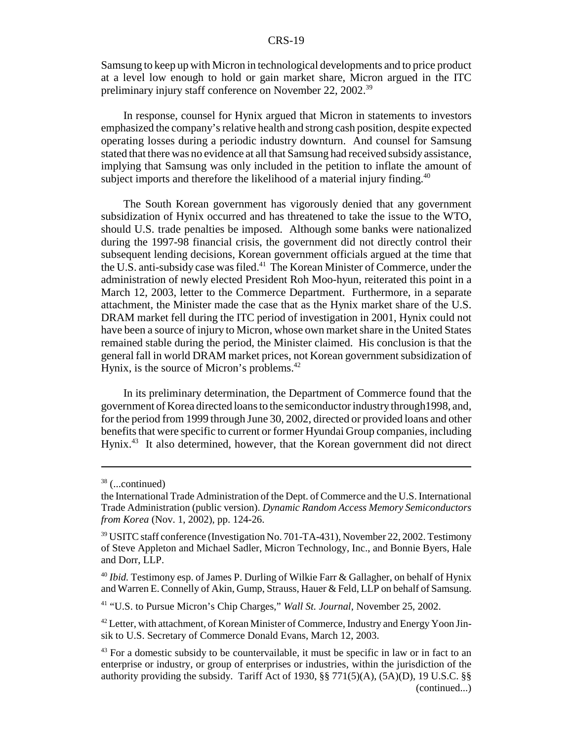Samsung to keep up with Micron in technological developments and to price product at a level low enough to hold or gain market share, Micron argued in the ITC preliminary injury staff conference on November 22, 2002.[39]

In response, counsel for Hynix argued that Micron in statements to investors emphasized the company's relative health and strong cash position, despite expected operating losses during a periodic industry downturn. And counsel for Samsung stated that there was no evidence at all that Samsung had received subsidy assistance, implying that Samsung was only included in the petition to inflate the amount of subject imports and therefore the likelihood of a material injury finding.[40]

The South Korean government has vigorously denied that any government subsidization of Hynix occurred and has threatened to take the issue to the WTO, should U.S. trade penalties be imposed. Although some banks were nationalized during the 1997-98 financial crisis, the government did not directly control their subsequent lending decisions, Korean government officials argued at the time that the U.S. anti-subsidy case was filed.[41] The Korean Minister of Commerce, under the administration of newly elected President Roh Moo-hyun, reiterated this point in a March 12, 2003, letter to the Commerce Department. Furthermore, in a separate attachment, the Minister made the case that as the Hynix market share of the U.S. DRAM market fell during the ITC period of investigation in 2001, Hynix could not have been a source of injury to Micron, whose own market share in the United States remained stable during the period, the Minister claimed. His conclusion is that the general fall in world DRAM market prices, not Korean government subsidization of Hynix, is the source of Micron's problems.[42]

In its preliminary determination, the Department of Commerce found that the government of Korea directed loans to the semiconductor industry through1998, and, for the period from 1999 through June 30, 2002, directed or provided loans and other benefits that were specific to current or former Hyundai Group companies, including Hynix.[43] It also determined, however, that the Korean government did not direct

---

[38] (...continued)
the International Trade Administration of the Dept. of Commerce and the U.S. International Trade Administration (public version). *Dynamic Random Access Memory Semiconductors from Korea* (Nov. 1, 2002), pp. 124-26.

[39] USITC staff conference (Investigation No. 701-TA-431), November 22, 2002. Testimony of Steve Appleton and Michael Sadler, Micron Technology, Inc., and Bonnie Byers, Hale and Dorr, LLP.

[40] *Ibid.* Testimony esp. of James P. Durling of Wilkie Farr & Gallagher, on behalf of Hynix and Warren E. Connelly of Akin, Gump, Strauss, Hauer & Feld, LLP on behalf of Samsung.

[41] "U.S. to Pursue Micron's Chip Charges," *Wall St. Journal*, November 25, 2002.

[42] Letter, with attachment, of Korean Minister of Commerce, Industry and Energy Yoon Jin-sik to U.S. Secretary of Commerce Donald Evans, March 12, 2003.

[43] For a domestic subsidy to be countervailable, it must be specific in law or in fact to an enterprise or industry, or group of enterprises or industries, within the jurisdiction of the authority providing the subsidy. Tariff Act of 1930, §§ 771(5)(A), (5A)(D), 19 U.S.C. §§ (continued...)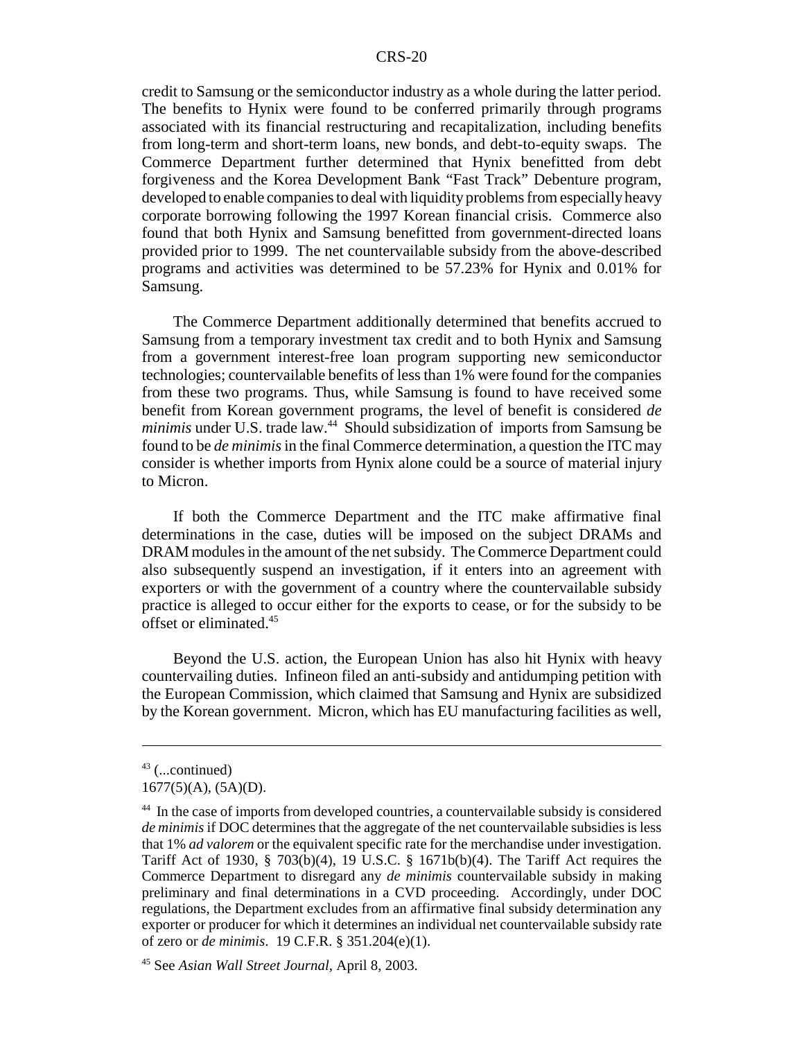credit to Samsung or the semiconductor industry as a whole during the latter period. The benefits to Hynix were found to be conferred primarily through programs associated with its financial restructuring and recapitalization, including benefits from long-term and short-term loans, new bonds, and debt-to-equity swaps. The Commerce Department further determined that Hynix benefitted from debt forgiveness and the Korea Development Bank "Fast Track" Debenture program, developed to enable companies to deal with liquidity problems from especially heavy corporate borrowing following the 1997 Korean financial crisis. Commerce also found that both Hynix and Samsung benefitted from government-directed loans provided prior to 1999. The net countervailable subsidy from the above-described programs and activities was determined to be 57.23% for Hynix and 0.01% for Samsung.

The Commerce Department additionally determined that benefits accrued to Samsung from a temporary investment tax credit and to both Hynix and Samsung from a government interest-free loan program supporting new semiconductor technologies; countervailable benefits of less than 1% were found for the companies from these two programs. Thus, while Samsung is found to have received some benefit from Korean government programs, the level of benefit is considered *de minimis* under U.S. trade law.[44] Should subsidization of imports from Samsung be found to be *de minimis* in the final Commerce determination, a question the ITC may consider is whether imports from Hynix alone could be a source of material injury to Micron.

If both the Commerce Department and the ITC make affirmative final determinations in the case, duties will be imposed on the subject DRAMs and DRAM modules in the amount of the net subsidy. The Commerce Department could also subsequently suspend an investigation, if it enters into an agreement with exporters or with the government of a country where the countervailable subsidy practice is alleged to occur either for the exports to cease, or for the subsidy to be offset or eliminated.[45]

Beyond the U.S. action, the European Union has also hit Hynix with heavy countervailing duties. Infineon filed an anti-subsidy and antidumping petition with the European Commission, which claimed that Samsung and Hynix are subsidized by the Korean government. Micron, which has EU manufacturing facilities as well,

---

[43] (...continued)
1677(5)(A), (5A)(D).

[44] In the case of imports from developed countries, a countervailable subsidy is considered *de minimis* if DOC determines that the aggregate of the net countervailable subsidies is less that 1% *ad valorem* or the equivalent specific rate for the merchandise under investigation. Tariff Act of 1930, § 703(b)(4), 19 U.S.C. § 1671b(b)(4). The Tariff Act requires the Commerce Department to disregard any *de minimis* countervailable subsidy in making preliminary and final determinations in a CVD proceeding. Accordingly, under DOC regulations, the Department excludes from an affirmative final subsidy determination any exporter or producer for which it determines an individual net countervailable subsidy rate of zero or *de minimis*. 19 C.F.R. § 351.204(e)(1).

[45] See *Asian Wall Street Journal*, April 8, 2003.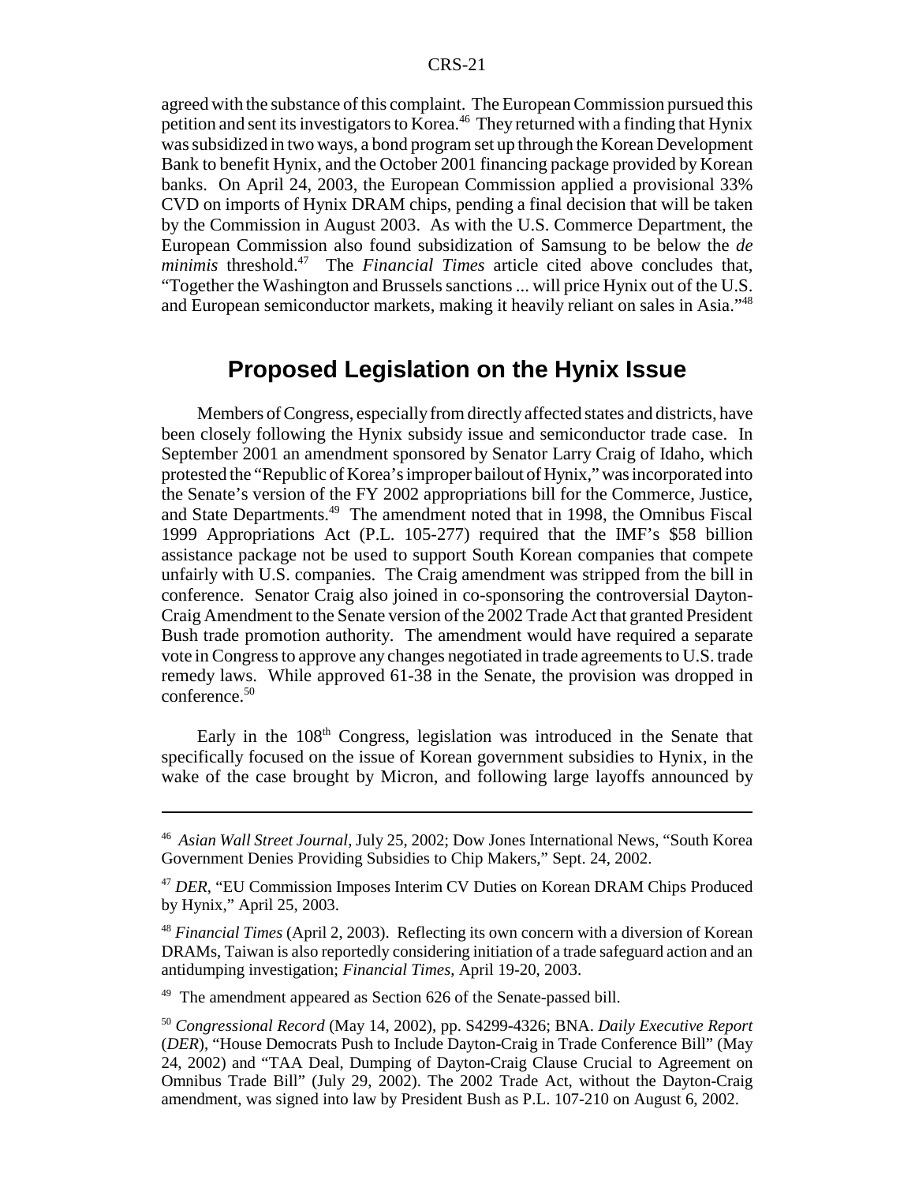agreed with the substance of this complaint. The European Commission pursued this petition and sent its investigators to Korea.[46] They returned with a finding that Hynix was subsidized in two ways, a bond program set up through the Korean Development Bank to benefit Hynix, and the October 2001 financing package provided by Korean banks. On April 24, 2003, the European Commission applied a provisional 33% CVD on imports of Hynix DRAM chips, pending a final decision that will be taken by the Commission in August 2003. As with the U.S. Commerce Department, the European Commission also found subsidization of Samsung to be below the *de minimis* threshold.[47] The *Financial Times* article cited above concludes that, "Together the Washington and Brussels sanctions ... will price Hynix out of the U.S. and European semiconductor markets, making it heavily reliant on sales in Asia."[48]

## Proposed Legislation on the Hynix Issue

Members of Congress, especially from directly affected states and districts, have been closely following the Hynix subsidy issue and semiconductor trade case. In September 2001 an amendment sponsored by Senator Larry Craig of Idaho, which protested the "Republic of Korea's improper bailout of Hynix," was incorporated into the Senate's version of the FY 2002 appropriations bill for the Commerce, Justice, and State Departments.[49] The amendment noted that in 1998, the Omnibus Fiscal 1999 Appropriations Act (P.L. 105-277) required that the IMF's $58 billion assistance package not be used to support South Korean companies that compete unfairly with U.S. companies. The Craig amendment was stripped from the bill in conference. Senator Craig also joined in co-sponsoring the controversial Dayton-Craig Amendment to the Senate version of the 2002 Trade Act that granted President Bush trade promotion authority. The amendment would have required a separate vote in Congress to approve any changes negotiated in trade agreements to U.S. trade remedy laws. While approved 61-38 in the Senate, the provision was dropped in conference.[50]

Early in the 108th Congress, legislation was introduced in the Senate that specifically focused on the issue of Korean government subsidies to Hynix, in the wake of the case brought by Micron, and following large layoffs announced by

---

[46] *Asian Wall Street Journal*, July 25, 2002; Dow Jones International News, "South Korea Government Denies Providing Subsidies to Chip Makers," Sept. 24, 2002.

[47] *DER*, "EU Commission Imposes Interim CV Duties on Korean DRAM Chips Produced by Hynix," April 25, 2003.

[48] *Financial Times* (April 2, 2003). Reflecting its own concern with a diversion of Korean DRAMs, Taiwan is also reportedly considering initiation of a trade safeguard action and an antidumping investigation; *Financial Times*, April 19-20, 2003.

[49] The amendment appeared as Section 626 of the Senate-passed bill.

[50] *Congressional Record* (May 14, 2002), pp. S4299-4326; BNA. *Daily Executive Report* (*DER*), "House Democrats Push to Include Dayton-Craig in Trade Conference Bill" (May 24, 2002) and "TAA Deal, Dumping of Dayton-Craig Clause Crucial to Agreement on Omnibus Trade Bill" (July 29, 2002). The 2002 Trade Act, without the Dayton-Craig amendment, was signed into law by President Bush as P.L. 107-210 on August 6, 2002.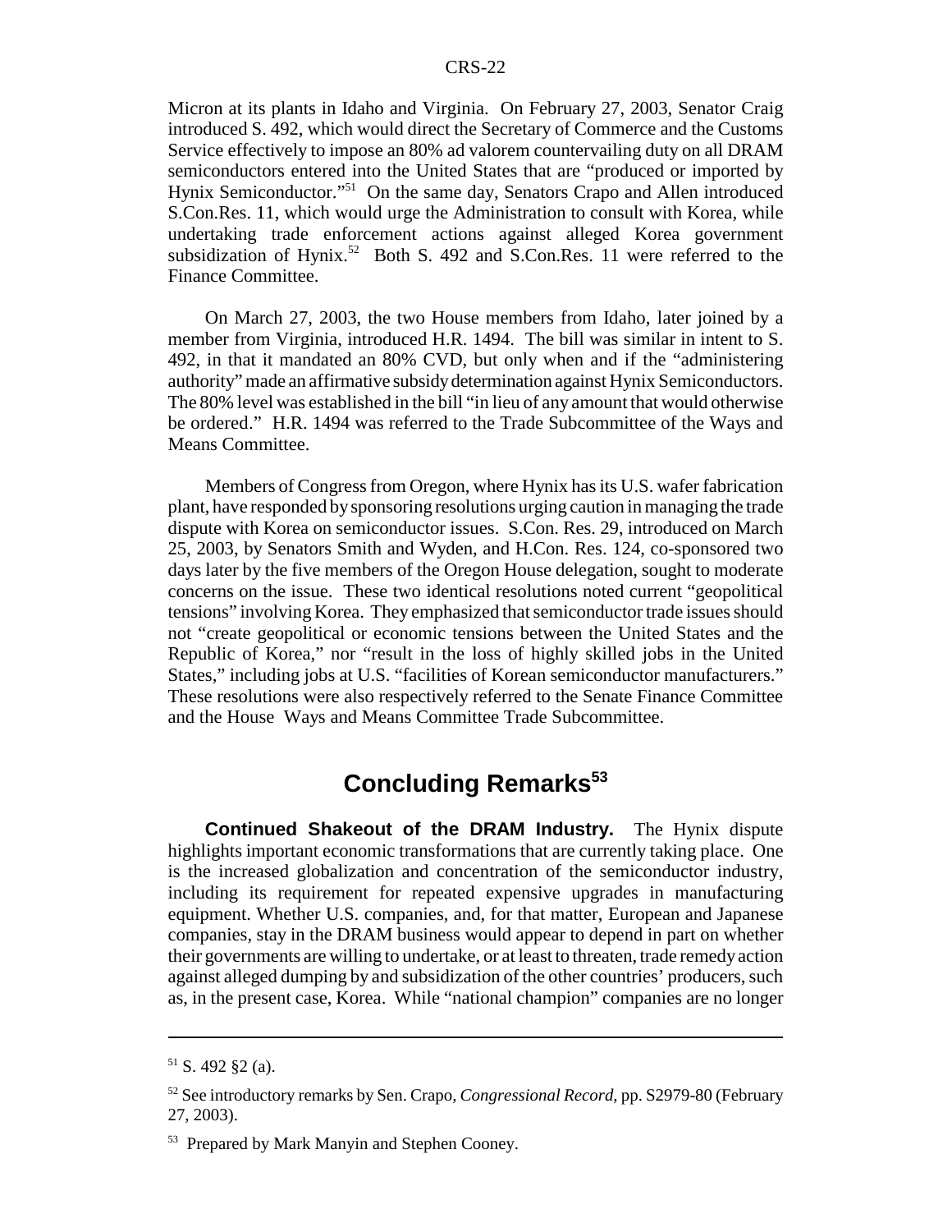Micron at its plants in Idaho and Virginia. On February 27, 2003, Senator Craig introduced S. 492, which would direct the Secretary of Commerce and the Customs Service effectively to impose an 80% ad valorem countervailing duty on all DRAM semiconductors entered into the United States that are "produced or imported by Hynix Semiconductor."[51] On the same day, Senators Crapo and Allen introduced S.Con.Res. 11, which would urge the Administration to consult with Korea, while undertaking trade enforcement actions against alleged Korea government subsidization of Hynix.[52] Both S. 492 and S.Con.Res. 11 were referred to the Finance Committee.

On March 27, 2003, the two House members from Idaho, later joined by a member from Virginia, introduced H.R. 1494. The bill was similar in intent to S. 492, in that it mandated an 80% CVD, but only when and if the "administering authority" made an affirmative subsidy determination against Hynix Semiconductors. The 80% level was established in the bill "in lieu of any amount that would otherwise be ordered." H.R. 1494 was referred to the Trade Subcommittee of the Ways and Means Committee.

Members of Congress from Oregon, where Hynix has its U.S. wafer fabrication plant, have responded by sponsoring resolutions urging caution in managing the trade dispute with Korea on semiconductor issues. S.Con. Res. 29, introduced on March 25, 2003, by Senators Smith and Wyden, and H.Con. Res. 124, co-sponsored two days later by the five members of the Oregon House delegation, sought to moderate concerns on the issue. These two identical resolutions noted current "geopolitical tensions" involving Korea. They emphasized that semiconductor trade issues should not "create geopolitical or economic tensions between the United States and the Republic of Korea," nor "result in the loss of highly skilled jobs in the United States," including jobs at U.S. "facilities of Korean semiconductor manufacturers." These resolutions were also respectively referred to the Senate Finance Committee and the House Ways and Means Committee Trade Subcommittee.

## Concluding Remarks[53]

**Continued Shakeout of the DRAM Industry.** The Hynix dispute highlights important economic transformations that are currently taking place. One is the increased globalization and concentration of the semiconductor industry, including its requirement for repeated expensive upgrades in manufacturing equipment. Whether U.S. companies, and, for that matter, European and Japanese companies, stay in the DRAM business would appear to depend in part on whether their governments are willing to undertake, or at least to threaten, trade remedy action against alleged dumping by and subsidization of the other countries' producers, such as, in the present case, Korea. While "national champion" companies are no longer

---

[51] S. 492 §2 (a).

[52] See introductory remarks by Sen. Crapo, *Congressional Record*, pp. S2979-80 (February 27, 2003).

[53] Prepared by Mark Manyin and Stephen Cooney.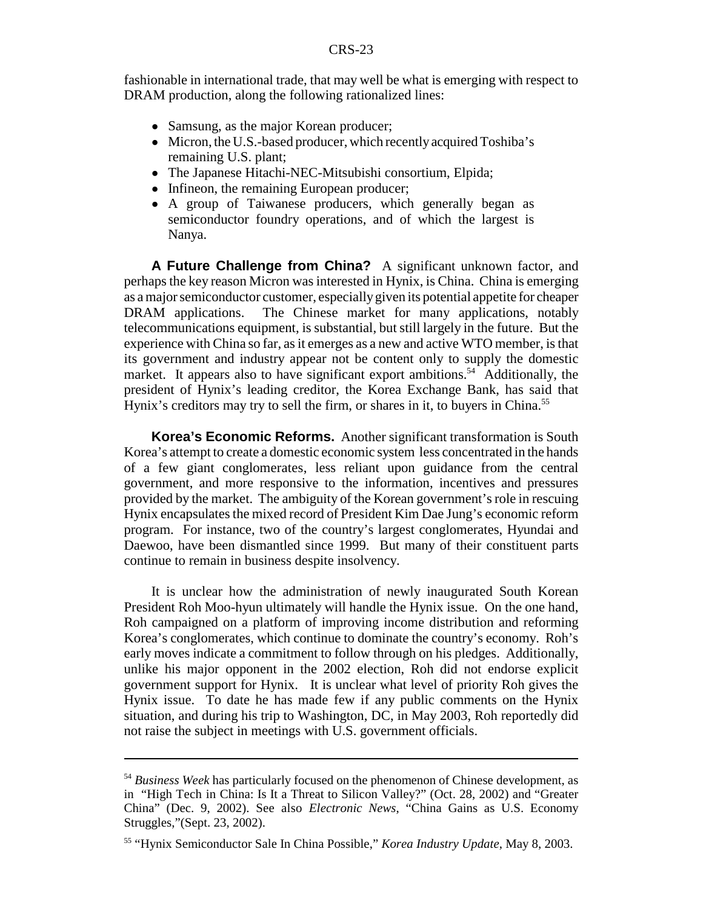fashionable in international trade, that may well be what is emerging with respect to DRAM production, along the following rationalized lines:

- Samsung, as the major Korean producer;
- Micron, the U.S.-based producer, which recently acquired Toshiba's remaining U.S. plant;
- The Japanese Hitachi-NEC-Mitsubishi consortium, Elpida;
- Infineon, the remaining European producer;
- A group of Taiwanese producers, which generally began as semiconductor foundry operations, and of which the largest is Nanya.

**A Future Challenge from China?** A significant unknown factor, and perhaps the key reason Micron was interested in Hynix, is China. China is emerging as a major semiconductor customer, especially given its potential appetite for cheaper DRAM applications. The Chinese market for many applications, notably telecommunications equipment, is substantial, but still largely in the future. But the experience with China so far, as it emerges as a new and active WTO member, is that its government and industry appear not be content only to supply the domestic market. It appears also to have significant export ambitions.[54] Additionally, the president of Hynix's leading creditor, the Korea Exchange Bank, has said that Hynix's creditors may try to sell the firm, or shares in it, to buyers in China.[55]

**Korea's Economic Reforms.** Another significant transformation is South Korea's attempt to create a domestic economic system less concentrated in the hands of a few giant conglomerates, less reliant upon guidance from the central government, and more responsive to the information, incentives and pressures provided by the market. The ambiguity of the Korean government's role in rescuing Hynix encapsulates the mixed record of President Kim Dae Jung's economic reform program. For instance, two of the country's largest conglomerates, Hyundai and Daewoo, have been dismantled since 1999. But many of their constituent parts continue to remain in business despite insolvency.

It is unclear how the administration of newly inaugurated South Korean President Roh Moo-hyun ultimately will handle the Hynix issue. On the one hand, Roh campaigned on a platform of improving income distribution and reforming Korea's conglomerates, which continue to dominate the country's economy. Roh's early moves indicate a commitment to follow through on his pledges. Additionally, unlike his major opponent in the 2002 election, Roh did not endorse explicit government support for Hynix. It is unclear what level of priority Roh gives the Hynix issue. To date he has made few if any public comments on the Hynix situation, and during his trip to Washington, DC, in May 2003, Roh reportedly did not raise the subject in meetings with U.S. government officials.

---

[54] *Business Week* has particularly focused on the phenomenon of Chinese development, as in "High Tech in China: Is It a Threat to Silicon Valley?" (Oct. 28, 2002) and "Greater China" (Dec. 9, 2002). See also *Electronic News*, "China Gains as U.S. Economy Struggles,"(Sept. 23, 2002).

[55] "Hynix Semiconductor Sale In China Possible," *Korea Industry Update*, May 8, 2003.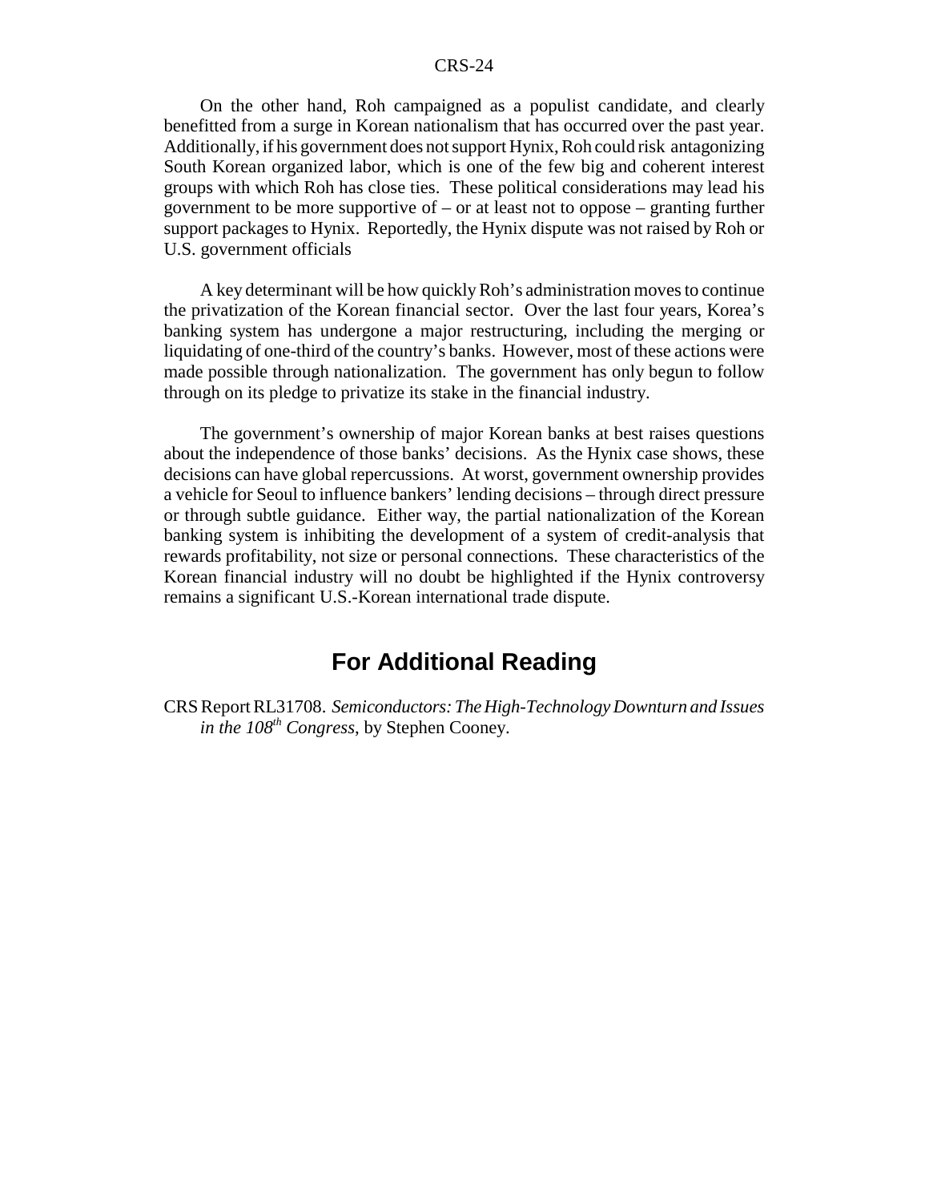On the other hand, Roh campaigned as a populist candidate, and clearly benefitted from a surge in Korean nationalism that has occurred over the past year. Additionally, if his government does not support Hynix, Roh could risk antagonizing South Korean organized labor, which is one of the few big and coherent interest groups with which Roh has close ties. These political considerations may lead his government to be more supportive of – or at least not to oppose – granting further support packages to Hynix. Reportedly, the Hynix dispute was not raised by Roh or U.S. government officials

A key determinant will be how quickly Roh's administration moves to continue the privatization of the Korean financial sector. Over the last four years, Korea's banking system has undergone a major restructuring, including the merging or liquidating of one-third of the country's banks. However, most of these actions were made possible through nationalization. The government has only begun to follow through on its pledge to privatize its stake in the financial industry.

The government's ownership of major Korean banks at best raises questions about the independence of those banks' decisions. As the Hynix case shows, these decisions can have global repercussions. At worst, government ownership provides a vehicle for Seoul to influence bankers' lending decisions – through direct pressure or through subtle guidance. Either way, the partial nationalization of the Korean banking system is inhibiting the development of a system of credit-analysis that rewards profitability, not size or personal connections. These characteristics of the Korean financial industry will no doubt be highlighted if the Hynix controversy remains a significant U.S.-Korean international trade dispute.

## For Additional Reading

CRS Report RL31708. *Semiconductors: The High-Technology Downturn and Issues in the 108th Congress*, by Stephen Cooney.